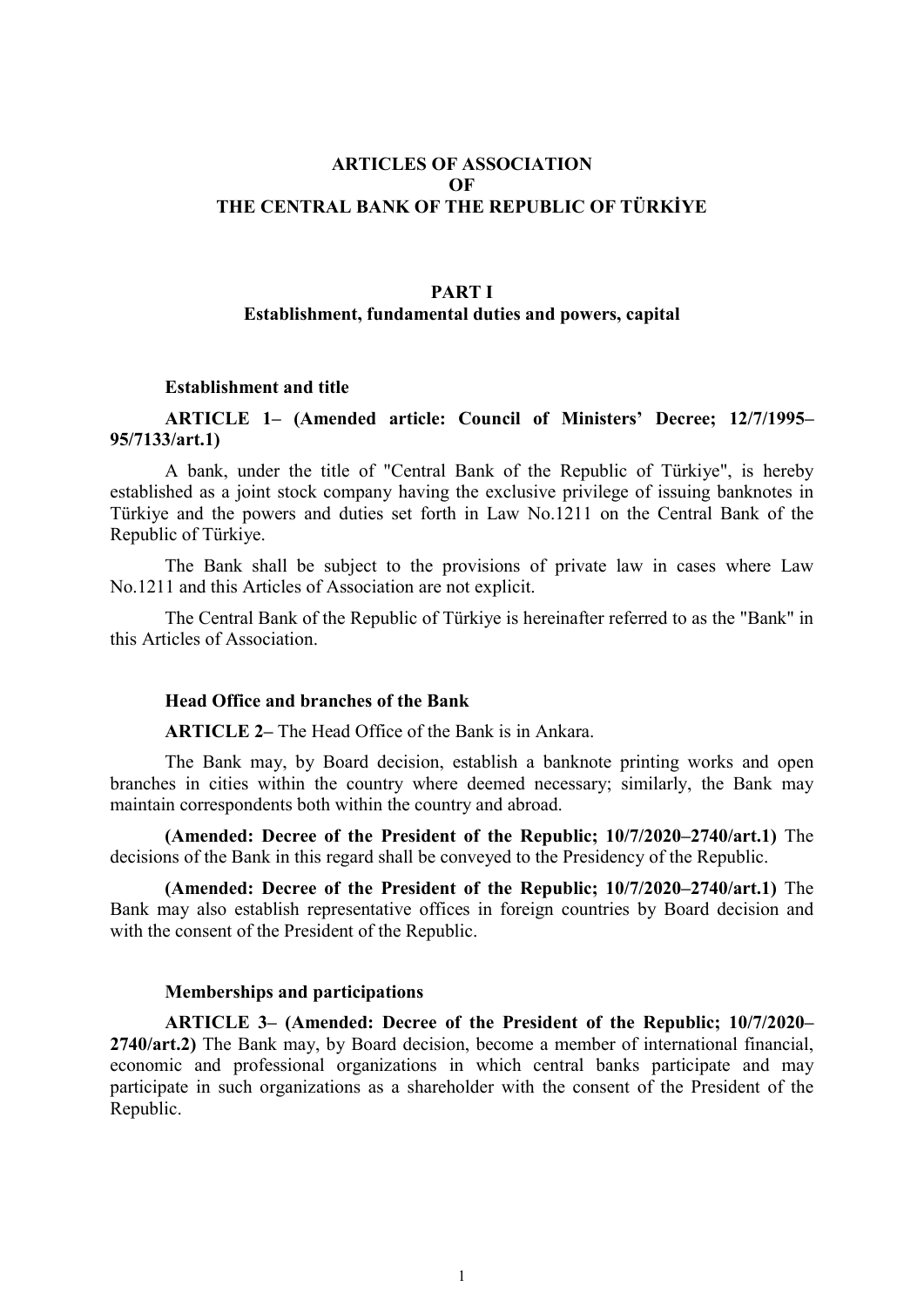# ARTICLES OF ASSOCIATION OF THE CENTRAL BANK OF THE REPUBLIC OF TÜRKİYE

## PART I
### Establishment, fundamental duties and powers, capital

#### Establishment and title

**ARTICLE 1– (Amended article: Council of Ministers' Decree; 12/7/1995–95/7133/art.1)**

A bank, under the title of "Central Bank of the Republic of Türkiye", is hereby established as a joint stock company having the exclusive privilege of issuing banknotes in Türkiye and the powers and duties set forth in Law No.1211 on the Central Bank of the Republic of Türkiye.

The Bank shall be subject to the provisions of private law in cases where Law No.1211 and this Articles of Association are not explicit.

The Central Bank of the Republic of Türkiye is hereinafter referred to as the "Bank" in this Articles of Association.

#### Head Office and branches of the Bank

**ARTICLE 2–** The Head Office of the Bank is in Ankara.

The Bank may, by Board decision, establish a banknote printing works and open branches in cities within the country where deemed necessary; similarly, the Bank may maintain correspondents both within the country and abroad.

**(Amended: Decree of the President of the Republic; 10/7/2020–2740/art.1)** The decisions of the Bank in this regard shall be conveyed to the Presidency of the Republic.

**(Amended: Decree of the President of the Republic; 10/7/2020–2740/art.1)** The Bank may also establish representative offices in foreign countries by Board decision and with the consent of the President of the Republic.

#### Memberships and participations

**ARTICLE 3– (Amended: Decree of the President of the Republic; 10/7/2020–2740/art.2)** The Bank may, by Board decision, become a member of international financial, economic and professional organizations in which central banks participate and may participate in such organizations as a shareholder with the consent of the President of the Republic.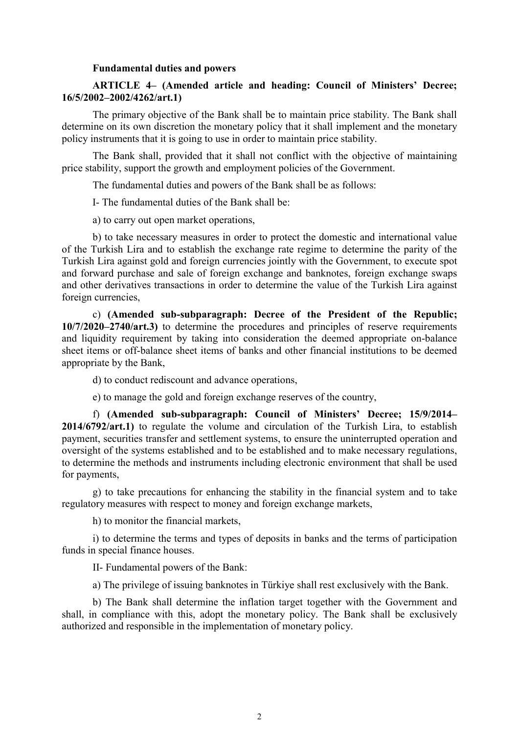**Fundamental duties and powers**

**ARTICLE 4– (Amended article and heading: Council of Ministers' Decree; 16/5/2002–2002/4262/art.1)**

The primary objective of the Bank shall be to maintain price stability. The Bank shall determine on its own discretion the monetary policy that it shall implement and the monetary policy instruments that it is going to use in order to maintain price stability.

The Bank shall, provided that it shall not conflict with the objective of maintaining price stability, support the growth and employment policies of the Government.

The fundamental duties and powers of the Bank shall be as follows:

I- The fundamental duties of the Bank shall be:

a) to carry out open market operations,

b) to take necessary measures in order to protect the domestic and international value of the Turkish Lira and to establish the exchange rate regime to determine the parity of the Turkish Lira against gold and foreign currencies jointly with the Government, to execute spot and forward purchase and sale of foreign exchange and banknotes, foreign exchange swaps and other derivatives transactions in order to determine the value of the Turkish Lira against foreign currencies,

c) **(Amended sub-subparagraph: Decree of the President of the Republic; 10/7/2020–2740/art.3)** to determine the procedures and principles of reserve requirements and liquidity requirement by taking into consideration the deemed appropriate on-balance sheet items or off-balance sheet items of banks and other financial institutions to be deemed appropriate by the Bank,

d) to conduct rediscount and advance operations,

e) to manage the gold and foreign exchange reserves of the country,

f) **(Amended sub-subparagraph: Council of Ministers' Decree; 15/9/2014–2014/6792/art.1)** to regulate the volume and circulation of the Turkish Lira, to establish payment, securities transfer and settlement systems, to ensure the uninterrupted operation and oversight of the systems established and to be established and to make necessary regulations, to determine the methods and instruments including electronic environment that shall be used for payments,

g) to take precautions for enhancing the stability in the financial system and to take regulatory measures with respect to money and foreign exchange markets,

h) to monitor the financial markets,

i) to determine the terms and types of deposits in banks and the terms of participation funds in special finance houses.

II- Fundamental powers of the Bank:

a) The privilege of issuing banknotes in Türkiye shall rest exclusively with the Bank.

b) The Bank shall determine the inflation target together with the Government and shall, in compliance with this, adopt the monetary policy. The Bank shall be exclusively authorized and responsible in the implementation of monetary policy.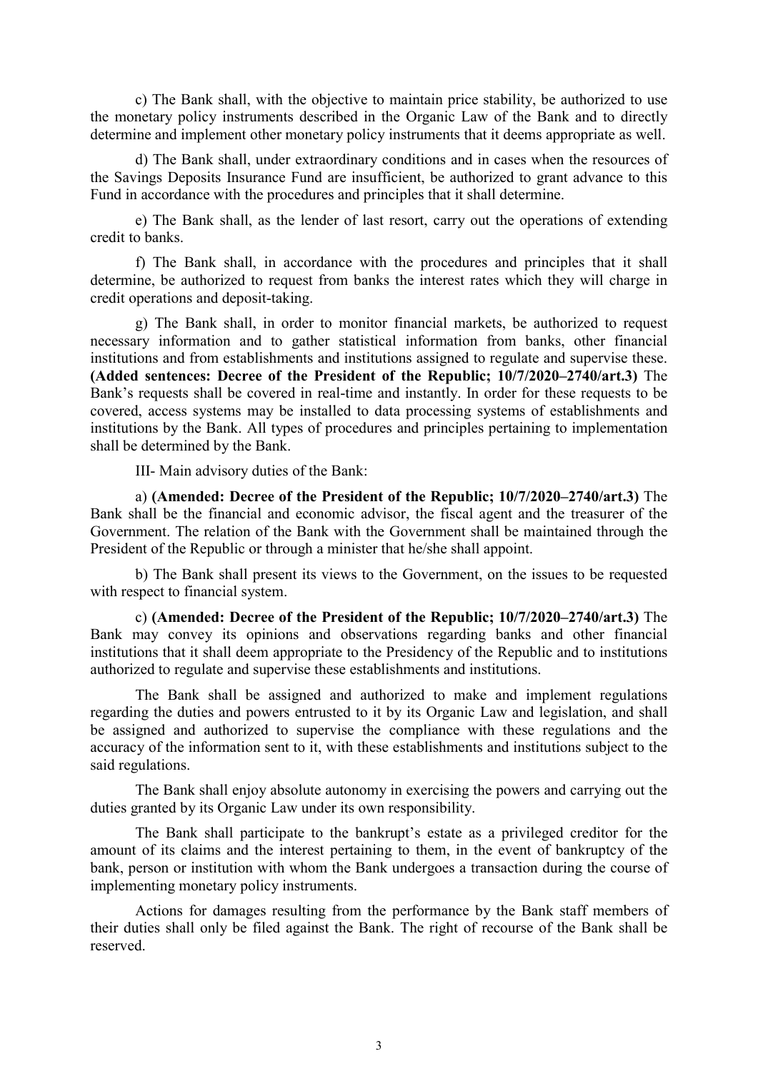c) The Bank shall, with the objective to maintain price stability, be authorized to use the monetary policy instruments described in the Organic Law of the Bank and to directly determine and implement other monetary policy instruments that it deems appropriate as well.

d) The Bank shall, under extraordinary conditions and in cases when the resources of the Savings Deposits Insurance Fund are insufficient, be authorized to grant advance to this Fund in accordance with the procedures and principles that it shall determine.

e) The Bank shall, as the lender of last resort, carry out the operations of extending credit to banks.

f) The Bank shall, in accordance with the procedures and principles that it shall determine, be authorized to request from banks the interest rates which they will charge in credit operations and deposit-taking.

g) The Bank shall, in order to monitor financial markets, be authorized to request necessary information and to gather statistical information from banks, other financial institutions and from establishments and institutions assigned to regulate and supervise these. **(Added sentences: Decree of the President of the Republic; 10/7/2020–2740/art.3)** The Bank's requests shall be covered in real-time and instantly. In order for these requests to be covered, access systems may be installed to data processing systems of establishments and institutions by the Bank. All types of procedures and principles pertaining to implementation shall be determined by the Bank.

III- Main advisory duties of the Bank:

a) **(Amended: Decree of the President of the Republic; 10/7/2020–2740/art.3)** The Bank shall be the financial and economic advisor, the fiscal agent and the treasurer of the Government. The relation of the Bank with the Government shall be maintained through the President of the Republic or through a minister that he/she shall appoint.

b) The Bank shall present its views to the Government, on the issues to be requested with respect to financial system.

c) **(Amended: Decree of the President of the Republic; 10/7/2020–2740/art.3)** The Bank may convey its opinions and observations regarding banks and other financial institutions that it shall deem appropriate to the Presidency of the Republic and to institutions authorized to regulate and supervise these establishments and institutions.

The Bank shall be assigned and authorized to make and implement regulations regarding the duties and powers entrusted to it by its Organic Law and legislation, and shall be assigned and authorized to supervise the compliance with these regulations and the accuracy of the information sent to it, with these establishments and institutions subject to the said regulations.

The Bank shall enjoy absolute autonomy in exercising the powers and carrying out the duties granted by its Organic Law under its own responsibility.

The Bank shall participate to the bankrupt's estate as a privileged creditor for the amount of its claims and the interest pertaining to them, in the event of bankruptcy of the bank, person or institution with whom the Bank undergoes a transaction during the course of implementing monetary policy instruments.

Actions for damages resulting from the performance by the Bank staff members of their duties shall only be filed against the Bank. The right of recourse of the Bank shall be reserved.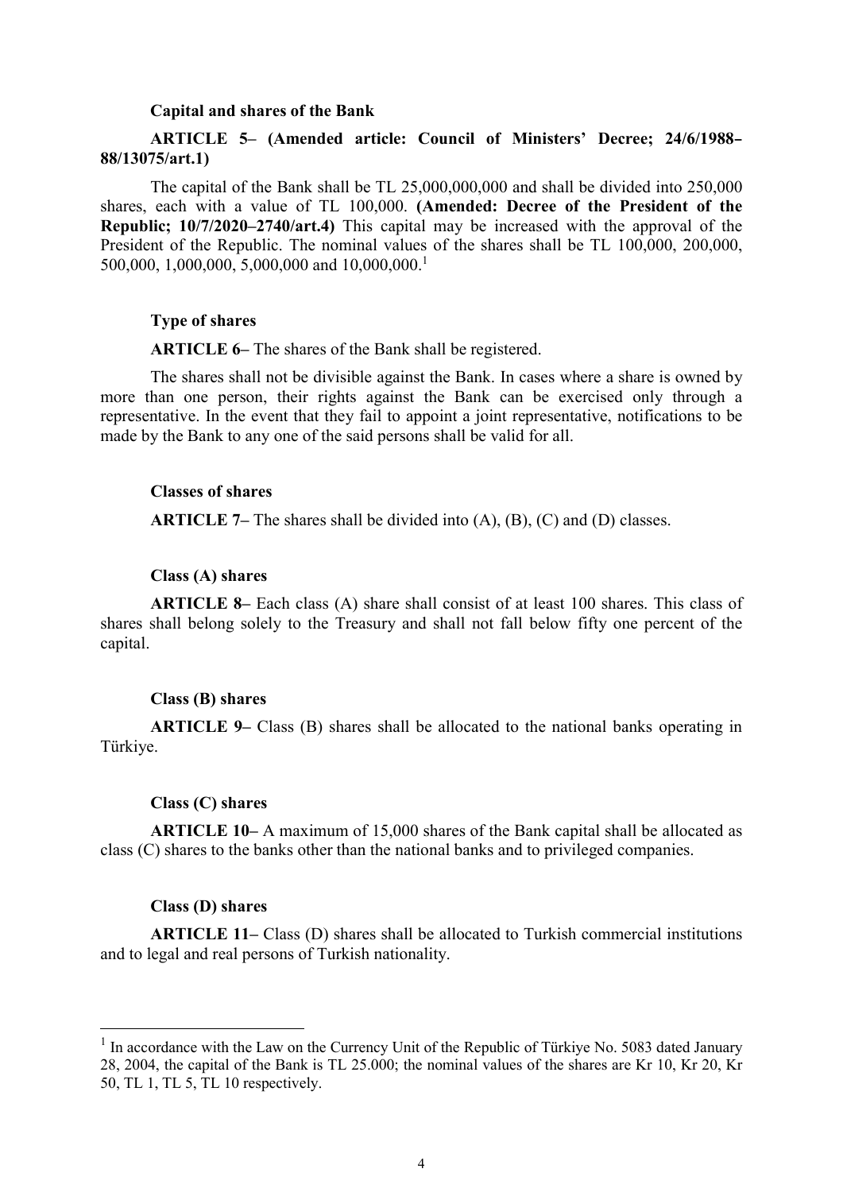**Capital and shares of the Bank**

**ARTICLE 5– (Amended article: Council of Ministers' Decree; 24/6/1988–88/13075/art.1)**

The capital of the Bank shall be TL 25,000,000,000 and shall be divided into 250,000 shares, each with a value of TL 100,000. **(Amended: Decree of the President of the Republic; 10/7/2020–2740/art.4)** This capital may be increased with the approval of the President of the Republic. The nominal values of the shares shall be TL 100,000, 200,000, 500,000, 1,000,000, 5,000,000 and 10,000,000.[1]

**Type of shares**

**ARTICLE 6–** The shares of the Bank shall be registered.

The shares shall not be divisible against the Bank. In cases where a share is owned by more than one person, their rights against the Bank can be exercised only through a representative. In the event that they fail to appoint a joint representative, notifications to be made by the Bank to any one of the said persons shall be valid for all.

**Classes of shares**

**ARTICLE 7–** The shares shall be divided into (A), (B), (C) and (D) classes.

**Class (A) shares**

**ARTICLE 8–** Each class (A) share shall consist of at least 100 shares. This class of shares shall belong solely to the Treasury and shall not fall below fifty one percent of the capital.

**Class (B) shares**

**ARTICLE 9–** Class (B) shares shall be allocated to the national banks operating in Türkiye.

**Class (C) shares**

**ARTICLE 10–** A maximum of 15,000 shares of the Bank capital shall be allocated as class (C) shares to the banks other than the national banks and to privileged companies.

**Class (D) shares**

**ARTICLE 11–** Class (D) shares shall be allocated to Turkish commercial institutions and to legal and real persons of Turkish nationality.

---

[1] In accordance with the Law on the Currency Unit of the Republic of Türkiye No. 5083 dated January 28, 2004, the capital of the Bank is TL 25.000; the nominal values of the shares are Kr 10, Kr 20, Kr 50, TL 1, TL 5, TL 10 respectively.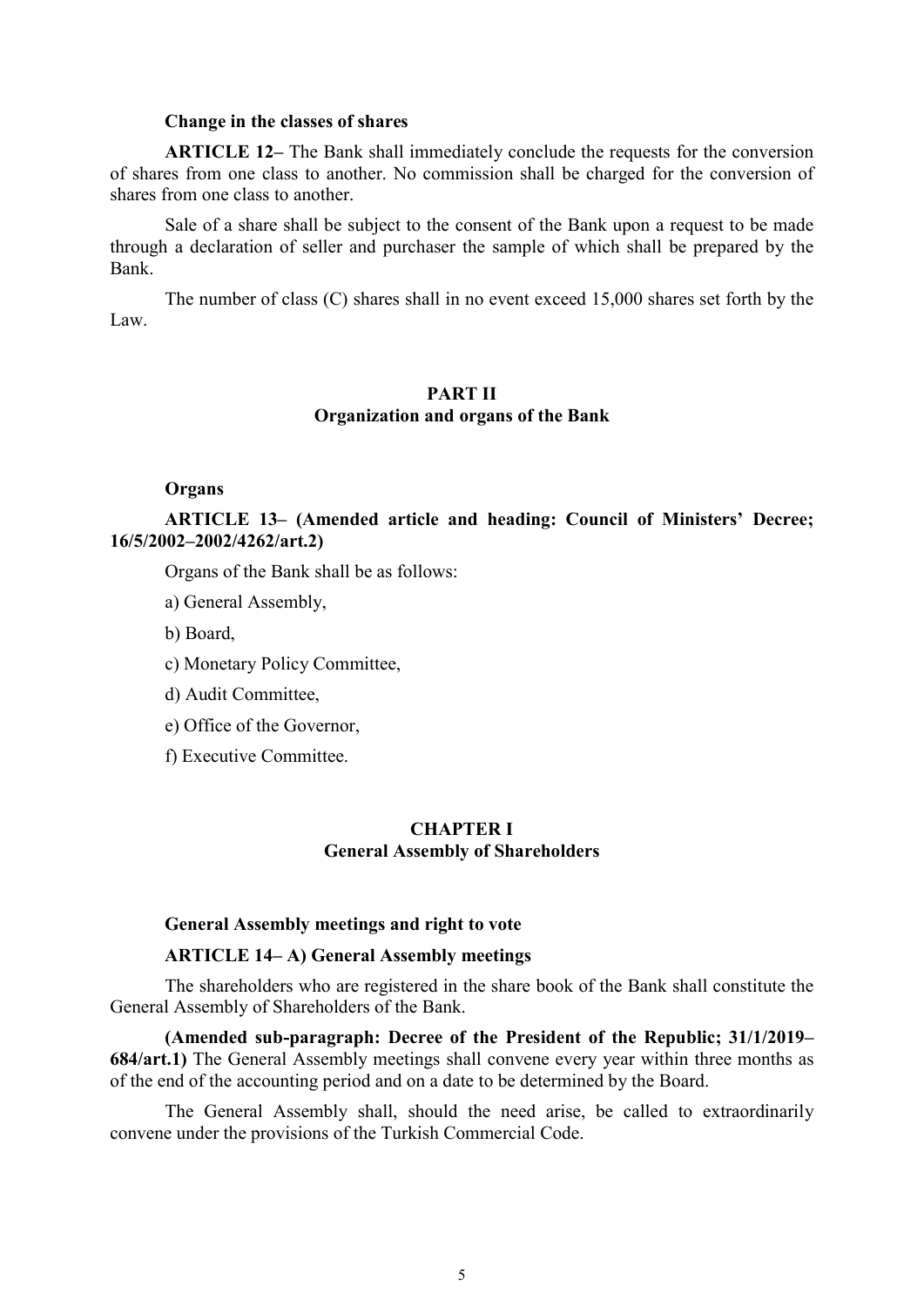**Change in the classes of shares**

**ARTICLE 12–** The Bank shall immediately conclude the requests for the conversion of shares from one class to another. No commission shall be charged for the conversion of shares from one class to another.

Sale of a share shall be subject to the consent of the Bank upon a request to be made through a declaration of seller and purchaser the sample of which shall be prepared by the Bank.

The number of class (C) shares shall in no event exceed 15,000 shares set forth by the Law.

## PART II
## Organization and organs of the Bank

**Organs**

**ARTICLE 13– (Amended article and heading: Council of Ministers' Decree; 16/5/2002–2002/4262/art.2)**

Organs of the Bank shall be as follows:

a) General Assembly,

b) Board,

c) Monetary Policy Committee,

d) Audit Committee,

e) Office of the Governor,

f) Executive Committee.

### CHAPTER I
### General Assembly of Shareholders

**General Assembly meetings and right to vote**

**ARTICLE 14– A) General Assembly meetings**

The shareholders who are registered in the share book of the Bank shall constitute the General Assembly of Shareholders of the Bank.

**(Amended sub-paragraph: Decree of the President of the Republic; 31/1/2019–684/art.1)** The General Assembly meetings shall convene every year within three months as of the end of the accounting period and on a date to be determined by the Board.

The General Assembly shall, should the need arise, be called to extraordinarily convene under the provisions of the Turkish Commercial Code.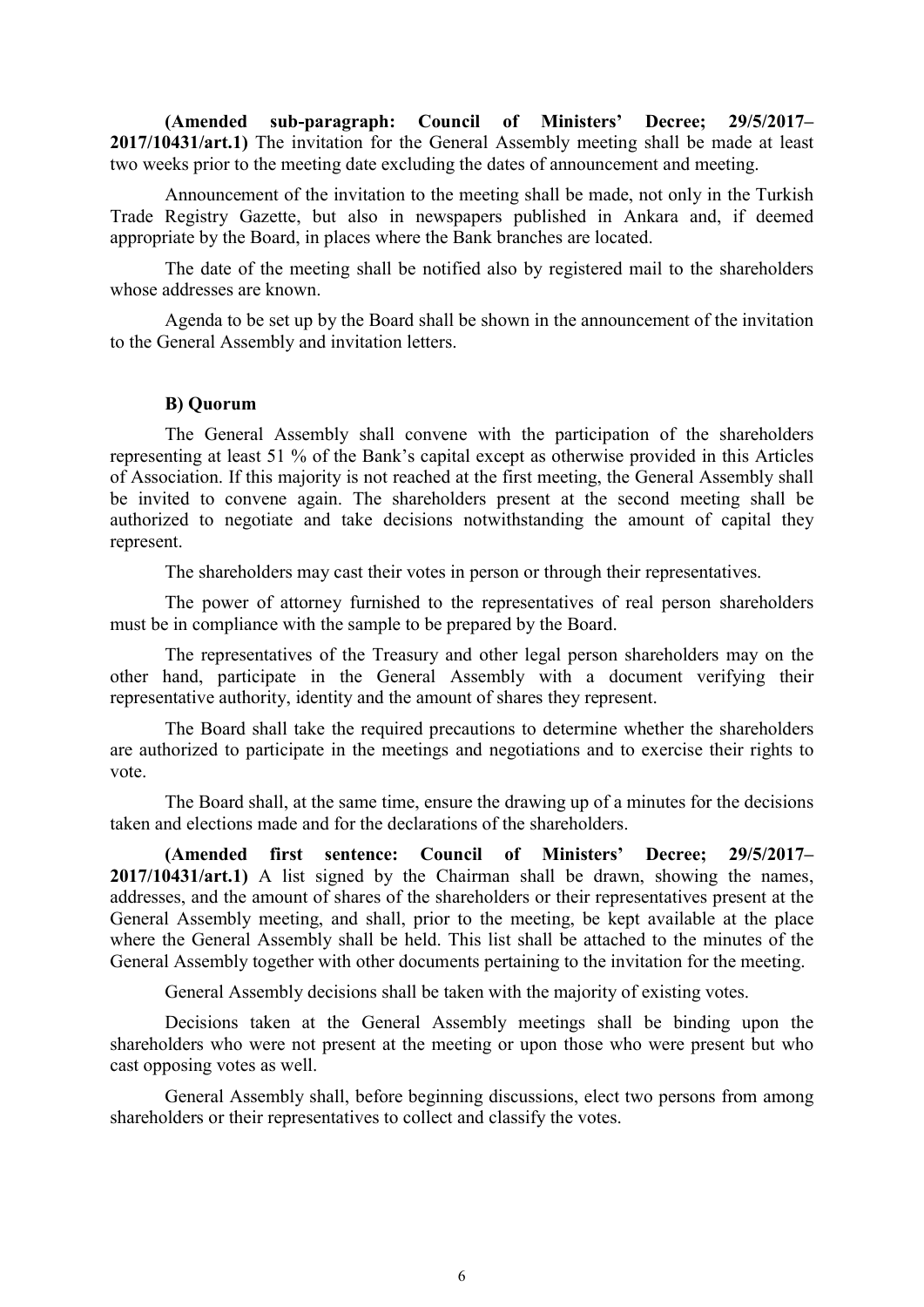**(Amended sub-paragraph: Council of Ministers' Decree; 29/5/2017–2017/10431/art.1)** The invitation for the General Assembly meeting shall be made at least two weeks prior to the meeting date excluding the dates of announcement and meeting.

Announcement of the invitation to the meeting shall be made, not only in the Turkish Trade Registry Gazette, but also in newspapers published in Ankara and, if deemed appropriate by the Board, in places where the Bank branches are located.

The date of the meeting shall be notified also by registered mail to the shareholders whose addresses are known.

Agenda to be set up by the Board shall be shown in the announcement of the invitation to the General Assembly and invitation letters.

**B) Quorum**

The General Assembly shall convene with the participation of the shareholders representing at least 51 % of the Bank's capital except as otherwise provided in this Articles of Association. If this majority is not reached at the first meeting, the General Assembly shall be invited to convene again. The shareholders present at the second meeting shall be authorized to negotiate and take decisions notwithstanding the amount of capital they represent.

The shareholders may cast their votes in person or through their representatives.

The power of attorney furnished to the representatives of real person shareholders must be in compliance with the sample to be prepared by the Board.

The representatives of the Treasury and other legal person shareholders may on the other hand, participate in the General Assembly with a document verifying their representative authority, identity and the amount of shares they represent.

The Board shall take the required precautions to determine whether the shareholders are authorized to participate in the meetings and negotiations and to exercise their rights to vote.

The Board shall, at the same time, ensure the drawing up of a minutes for the decisions taken and elections made and for the declarations of the shareholders.

**(Amended first sentence: Council of Ministers' Decree; 29/5/2017–2017/10431/art.1)** A list signed by the Chairman shall be drawn, showing the names, addresses, and the amount of shares of the shareholders or their representatives present at the General Assembly meeting, and shall, prior to the meeting, be kept available at the place where the General Assembly shall be held. This list shall be attached to the minutes of the General Assembly together with other documents pertaining to the invitation for the meeting.

General Assembly decisions shall be taken with the majority of existing votes.

Decisions taken at the General Assembly meetings shall be binding upon the shareholders who were not present at the meeting or upon those who were present but who cast opposing votes as well.

General Assembly shall, before beginning discussions, elect two persons from among shareholders or their representatives to collect and classify the votes.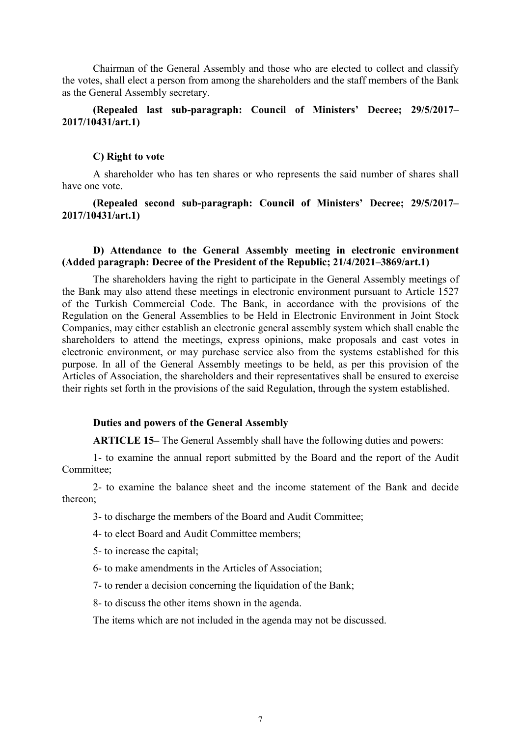Chairman of the General Assembly and those who are elected to collect and classify the votes, shall elect a person from among the shareholders and the staff members of the Bank as the General Assembly secretary.

**(Repealed last sub-paragraph: Council of Ministers' Decree; 29/5/2017–2017/10431/art.1)**

**C) Right to vote**

A shareholder who has ten shares or who represents the said number of shares shall have one vote.

**(Repealed second sub-paragraph: Council of Ministers' Decree; 29/5/2017–2017/10431/art.1)**

**D) Attendance to the General Assembly meeting in electronic environment (Added paragraph: Decree of the President of the Republic; 21/4/2021–3869/art.1)**

The shareholders having the right to participate in the General Assembly meetings of the Bank may also attend these meetings in electronic environment pursuant to Article 1527 of the Turkish Commercial Code. The Bank, in accordance with the provisions of the Regulation on the General Assemblies to be Held in Electronic Environment in Joint Stock Companies, may either establish an electronic general assembly system which shall enable the shareholders to attend the meetings, express opinions, make proposals and cast votes in electronic environment, or may purchase service also from the systems established for this purpose. In all of the General Assembly meetings to be held, as per this provision of the Articles of Association, the shareholders and their representatives shall be ensured to exercise their rights set forth in the provisions of the said Regulation, through the system established.

**Duties and powers of the General Assembly**

**ARTICLE 15–** The General Assembly shall have the following duties and powers:

1- to examine the annual report submitted by the Board and the report of the Audit Committee;

2- to examine the balance sheet and the income statement of the Bank and decide thereon;

3- to discharge the members of the Board and Audit Committee;

4- to elect Board and Audit Committee members;

5- to increase the capital;

6- to make amendments in the Articles of Association;

7- to render a decision concerning the liquidation of the Bank;

8- to discuss the other items shown in the agenda.

The items which are not included in the agenda may not be discussed.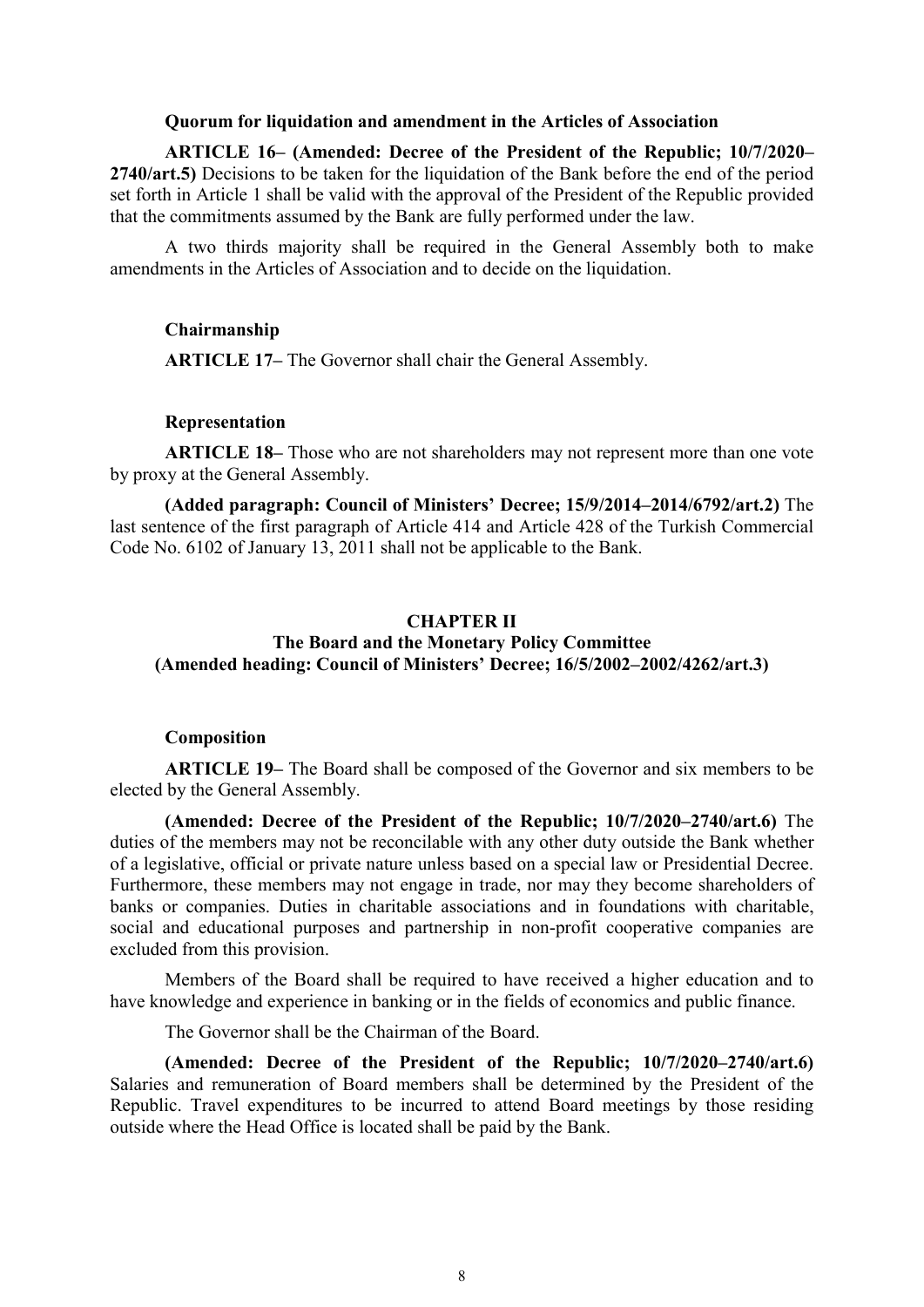**Quorum for liquidation and amendment in the Articles of Association**

**ARTICLE 16– (Amended: Decree of the President of the Republic; 10/7/2020–2740/art.5)** Decisions to be taken for the liquidation of the Bank before the end of the period set forth in Article 1 shall be valid with the approval of the President of the Republic provided that the commitments assumed by the Bank are fully performed under the law.

A two thirds majority shall be required in the General Assembly both to make amendments in the Articles of Association and to decide on the liquidation.

**Chairmanship**

**ARTICLE 17–** The Governor shall chair the General Assembly.

**Representation**

**ARTICLE 18–** Those who are not shareholders may not represent more than one vote by proxy at the General Assembly.

**(Added paragraph: Council of Ministers' Decree; 15/9/2014–2014/6792/art.2)** The last sentence of the first paragraph of Article 414 and Article 428 of the Turkish Commercial Code No. 6102 of January 13, 2011 shall not be applicable to the Bank.

## CHAPTER II
## The Board and the Monetary Policy Committee
## (Amended heading: Council of Ministers' Decree; 16/5/2002–2002/4262/art.3)

**Composition**

**ARTICLE 19–** The Board shall be composed of the Governor and six members to be elected by the General Assembly.

**(Amended: Decree of the President of the Republic; 10/7/2020–2740/art.6)** The duties of the members may not be reconcilable with any other duty outside the Bank whether of a legislative, official or private nature unless based on a special law or Presidential Decree. Furthermore, these members may not engage in trade, nor may they become shareholders of banks or companies. Duties in charitable associations and in foundations with charitable, social and educational purposes and partnership in non-profit cooperative companies are excluded from this provision.

Members of the Board shall be required to have received a higher education and to have knowledge and experience in banking or in the fields of economics and public finance.

The Governor shall be the Chairman of the Board.

**(Amended: Decree of the President of the Republic; 10/7/2020–2740/art.6)** Salaries and remuneration of Board members shall be determined by the President of the Republic. Travel expenditures to be incurred to attend Board meetings by those residing outside where the Head Office is located shall be paid by the Bank.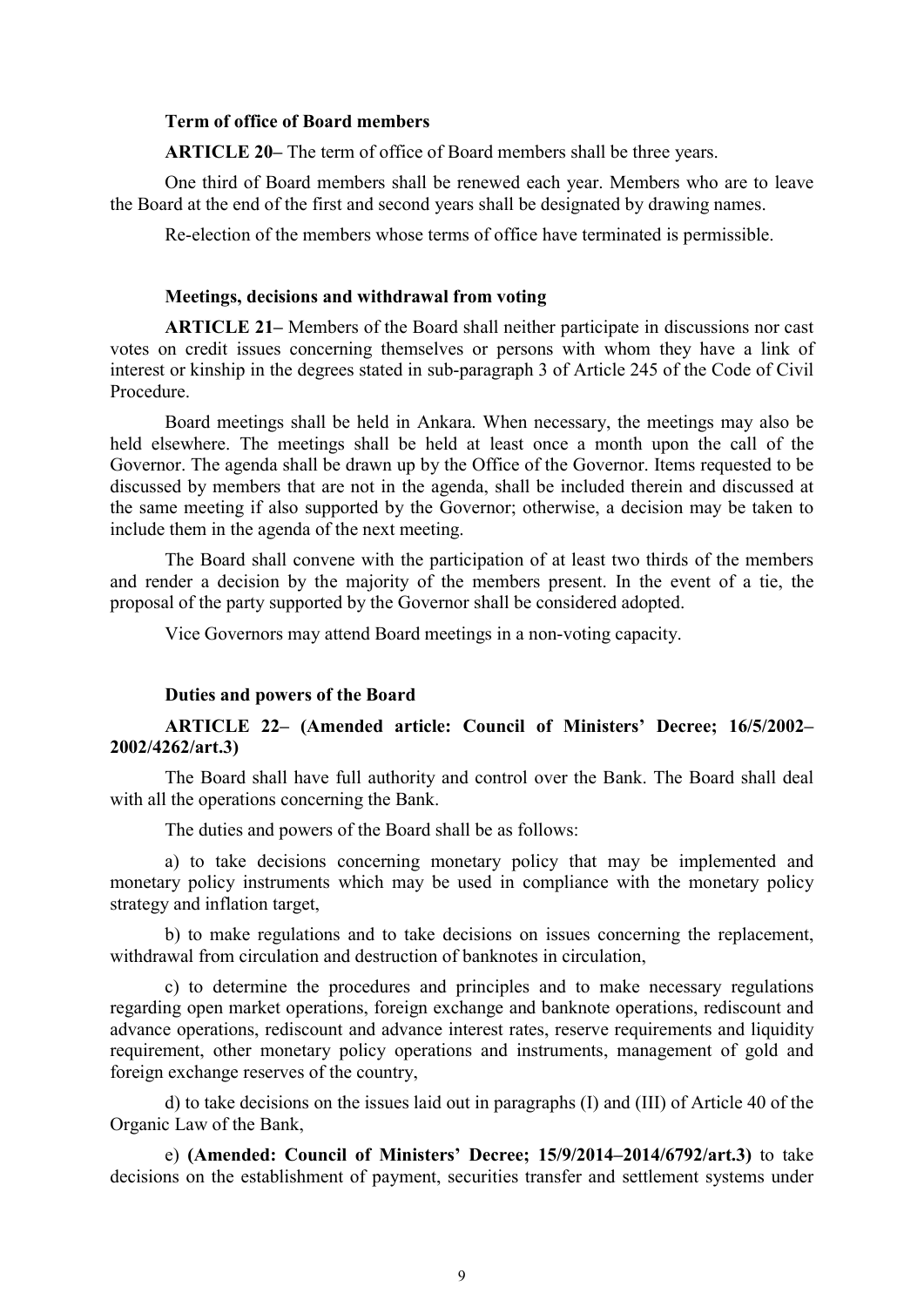**Term of office of Board members**

**ARTICLE 20–** The term of office of Board members shall be three years.

One third of Board members shall be renewed each year. Members who are to leave the Board at the end of the first and second years shall be designated by drawing names.

Re-election of the members whose terms of office have terminated is permissible.

**Meetings, decisions and withdrawal from voting**

**ARTICLE 21–** Members of the Board shall neither participate in discussions nor cast votes on credit issues concerning themselves or persons with whom they have a link of interest or kinship in the degrees stated in sub-paragraph 3 of Article 245 of the Code of Civil Procedure.

Board meetings shall be held in Ankara. When necessary, the meetings may also be held elsewhere. The meetings shall be held at least once a month upon the call of the Governor. The agenda shall be drawn up by the Office of the Governor. Items requested to be discussed by members that are not in the agenda, shall be included therein and discussed at the same meeting if also supported by the Governor; otherwise, a decision may be taken to include them in the agenda of the next meeting.

The Board shall convene with the participation of at least two thirds of the members and render a decision by the majority of the members present. In the event of a tie, the proposal of the party supported by the Governor shall be considered adopted.

Vice Governors may attend Board meetings in a non-voting capacity.

**Duties and powers of the Board**

**ARTICLE 22– (Amended article: Council of Ministers' Decree; 16/5/2002–2002/4262/art.3)**

The Board shall have full authority and control over the Bank. The Board shall deal with all the operations concerning the Bank.

The duties and powers of the Board shall be as follows:

a) to take decisions concerning monetary policy that may be implemented and monetary policy instruments which may be used in compliance with the monetary policy strategy and inflation target,

b) to make regulations and to take decisions on issues concerning the replacement, withdrawal from circulation and destruction of banknotes in circulation,

c) to determine the procedures and principles and to make necessary regulations regarding open market operations, foreign exchange and banknote operations, rediscount and advance operations, rediscount and advance interest rates, reserve requirements and liquidity requirement, other monetary policy operations and instruments, management of gold and foreign exchange reserves of the country,

d) to take decisions on the issues laid out in paragraphs (I) and (III) of Article 40 of the Organic Law of the Bank,

e) **(Amended: Council of Ministers' Decree; 15/9/2014–2014/6792/art.3)** to take decisions on the establishment of payment, securities transfer and settlement systems under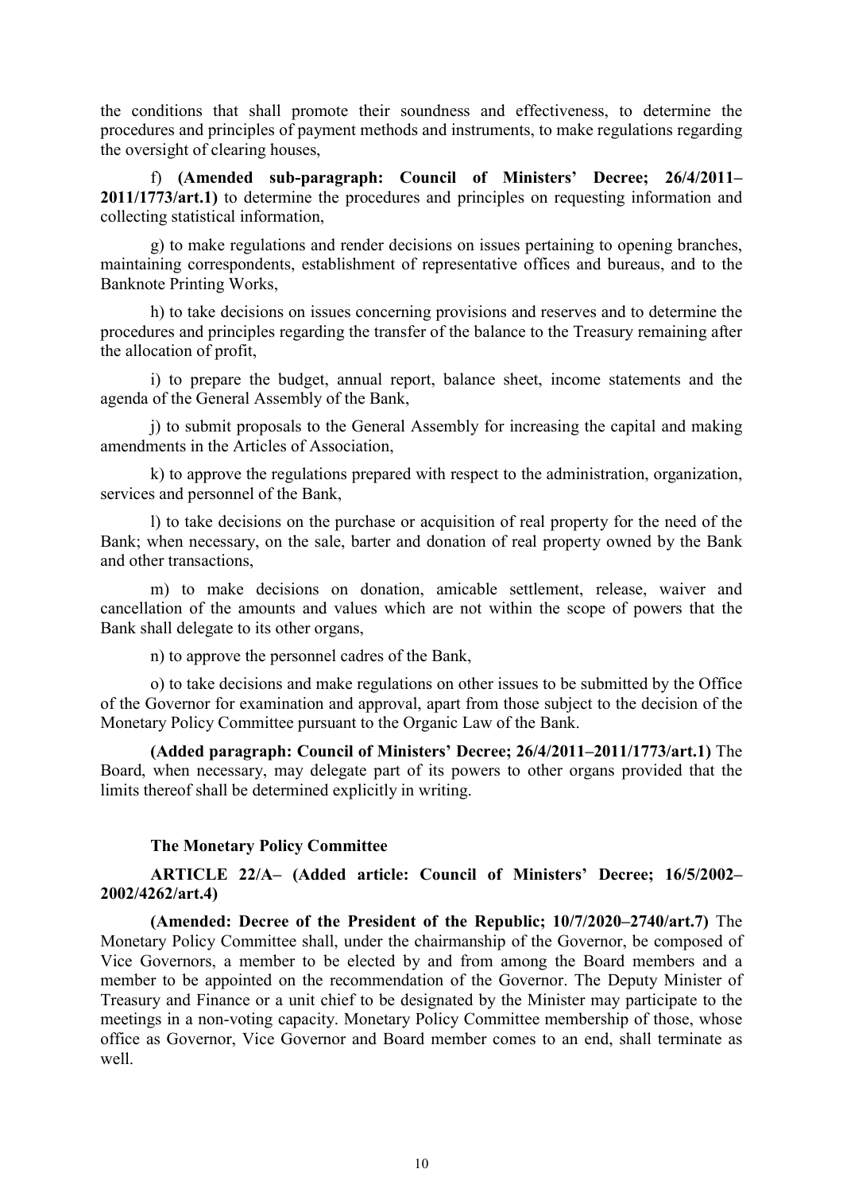the conditions that shall promote their soundness and effectiveness, to determine the procedures and principles of payment methods and instruments, to make regulations regarding the oversight of clearing houses,

f) **(Amended sub-paragraph: Council of Ministers' Decree; 26/4/2011–2011/1773/art.1)** to determine the procedures and principles on requesting information and collecting statistical information,

g) to make regulations and render decisions on issues pertaining to opening branches, maintaining correspondents, establishment of representative offices and bureaus, and to the Banknote Printing Works,

h) to take decisions on issues concerning provisions and reserves and to determine the procedures and principles regarding the transfer of the balance to the Treasury remaining after the allocation of profit,

i) to prepare the budget, annual report, balance sheet, income statements and the agenda of the General Assembly of the Bank,

j) to submit proposals to the General Assembly for increasing the capital and making amendments in the Articles of Association,

k) to approve the regulations prepared with respect to the administration, organization, services and personnel of the Bank,

l) to take decisions on the purchase or acquisition of real property for the need of the Bank; when necessary, on the sale, barter and donation of real property owned by the Bank and other transactions,

m) to make decisions on donation, amicable settlement, release, waiver and cancellation of the amounts and values which are not within the scope of powers that the Bank shall delegate to its other organs,

n) to approve the personnel cadres of the Bank,

o) to take decisions and make regulations on other issues to be submitted by the Office of the Governor for examination and approval, apart from those subject to the decision of the Monetary Policy Committee pursuant to the Organic Law of the Bank.

**(Added paragraph: Council of Ministers' Decree; 26/4/2011–2011/1773/art.1)** The Board, when necessary, may delegate part of its powers to other organs provided that the limits thereof shall be determined explicitly in writing.

**The Monetary Policy Committee**

**ARTICLE 22/A– (Added article: Council of Ministers' Decree; 16/5/2002–2002/4262/art.4)**

**(Amended: Decree of the President of the Republic; 10/7/2020–2740/art.7)** The Monetary Policy Committee shall, under the chairmanship of the Governor, be composed of Vice Governors, a member to be elected by and from among the Board members and a member to be appointed on the recommendation of the Governor. The Deputy Minister of Treasury and Finance or a unit chief to be designated by the Minister may participate to the meetings in a non-voting capacity. Monetary Policy Committee membership of those, whose office as Governor, Vice Governor and Board member comes to an end, shall terminate as well.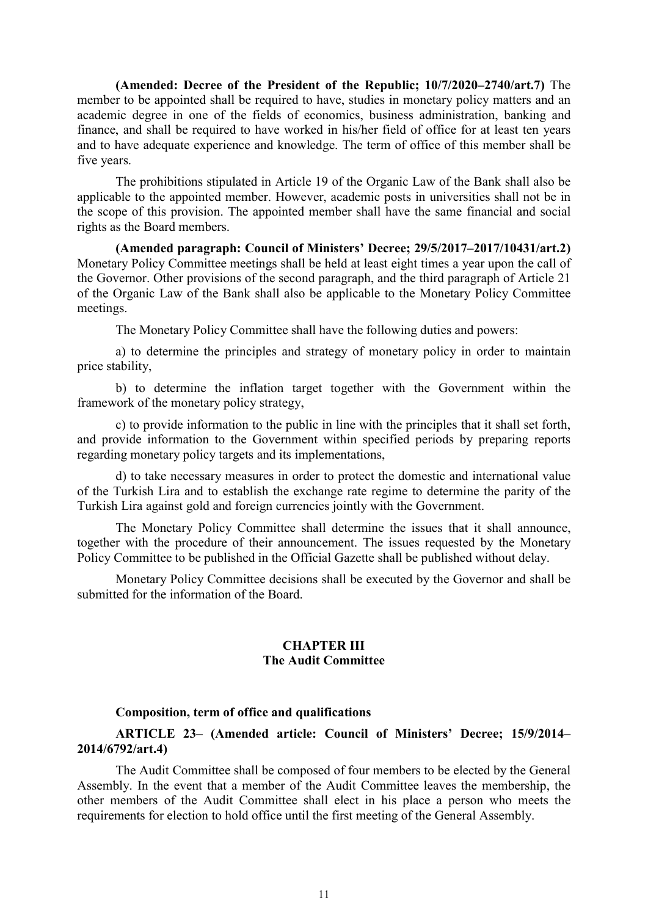**(Amended: Decree of the President of the Republic; 10/7/2020–2740/art.7)** The member to be appointed shall be required to have, studies in monetary policy matters and an academic degree in one of the fields of economics, business administration, banking and finance, and shall be required to have worked in his/her field of office for at least ten years and to have adequate experience and knowledge. The term of office of this member shall be five years.

The prohibitions stipulated in Article 19 of the Organic Law of the Bank shall also be applicable to the appointed member. However, academic posts in universities shall not be in the scope of this provision. The appointed member shall have the same financial and social rights as the Board members.

**(Amended paragraph: Council of Ministers' Decree; 29/5/2017–2017/10431/art.2)** Monetary Policy Committee meetings shall be held at least eight times a year upon the call of the Governor. Other provisions of the second paragraph, and the third paragraph of Article 21 of the Organic Law of the Bank shall also be applicable to the Monetary Policy Committee meetings.

The Monetary Policy Committee shall have the following duties and powers:

a) to determine the principles and strategy of monetary policy in order to maintain price stability,

b) to determine the inflation target together with the Government within the framework of the monetary policy strategy,

c) to provide information to the public in line with the principles that it shall set forth, and provide information to the Government within specified periods by preparing reports regarding monetary policy targets and its implementations,

d) to take necessary measures in order to protect the domestic and international value of the Turkish Lira and to establish the exchange rate regime to determine the parity of the Turkish Lira against gold and foreign currencies jointly with the Government.

The Monetary Policy Committee shall determine the issues that it shall announce, together with the procedure of their announcement. The issues requested by the Monetary Policy Committee to be published in the Official Gazette shall be published without delay.

Monetary Policy Committee decisions shall be executed by the Governor and shall be submitted for the information of the Board.

## CHAPTER III
## The Audit Committee

### Composition, term of office and qualifications

**ARTICLE 23– (Amended article: Council of Ministers' Decree; 15/9/2014–2014/6792/art.4)**

The Audit Committee shall be composed of four members to be elected by the General Assembly. In the event that a member of the Audit Committee leaves the membership, the other members of the Audit Committee shall elect in his place a person who meets the requirements for election to hold office until the first meeting of the General Assembly.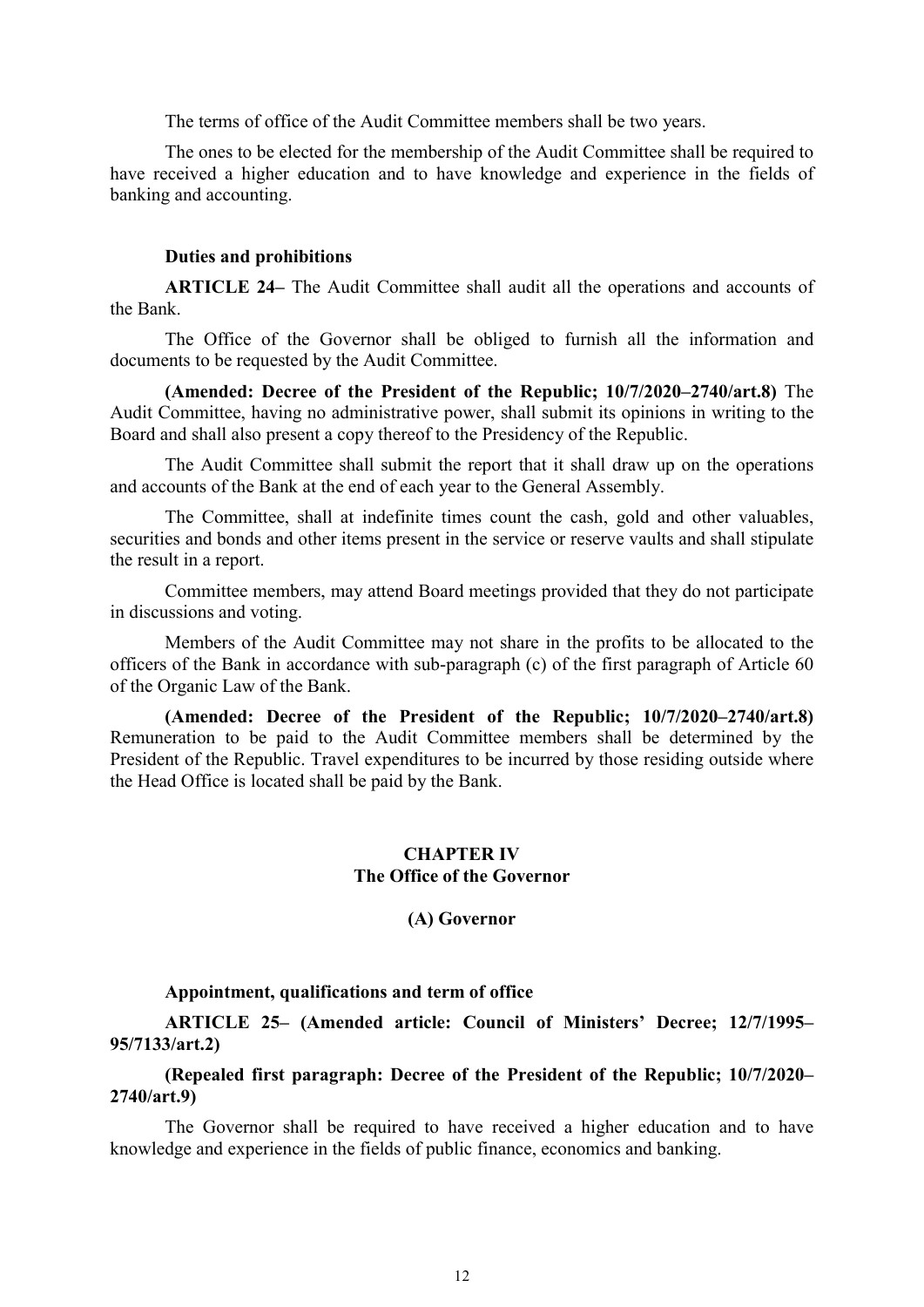The terms of office of the Audit Committee members shall be two years.

The ones to be elected for the membership of the Audit Committee shall be required to have received a higher education and to have knowledge and experience in the fields of banking and accounting.

**Duties and prohibitions**

**ARTICLE 24–** The Audit Committee shall audit all the operations and accounts of the Bank.

The Office of the Governor shall be obliged to furnish all the information and documents to be requested by the Audit Committee.

**(Amended: Decree of the President of the Republic; 10/7/2020–2740/art.8)** The Audit Committee, having no administrative power, shall submit its opinions in writing to the Board and shall also present a copy thereof to the Presidency of the Republic.

The Audit Committee shall submit the report that it shall draw up on the operations and accounts of the Bank at the end of each year to the General Assembly.

The Committee, shall at indefinite times count the cash, gold and other valuables, securities and bonds and other items present in the service or reserve vaults and shall stipulate the result in a report.

Committee members, may attend Board meetings provided that they do not participate in discussions and voting.

Members of the Audit Committee may not share in the profits to be allocated to the officers of the Bank in accordance with sub-paragraph (c) of the first paragraph of Article 60 of the Organic Law of the Bank.

**(Amended: Decree of the President of the Republic; 10/7/2020–2740/art.8)** Remuneration to be paid to the Audit Committee members shall be determined by the President of the Republic. Travel expenditures to be incurred by those residing outside where the Head Office is located shall be paid by the Bank.

## CHAPTER IV
## The Office of the Governor

### (A) Governor

**Appointment, qualifications and term of office**

**ARTICLE 25– (Amended article: Council of Ministers' Decree; 12/7/1995–95/7133/art.2)**

**(Repealed first paragraph: Decree of the President of the Republic; 10/7/2020–2740/art.9)**

The Governor shall be required to have received a higher education and to have knowledge and experience in the fields of public finance, economics and banking.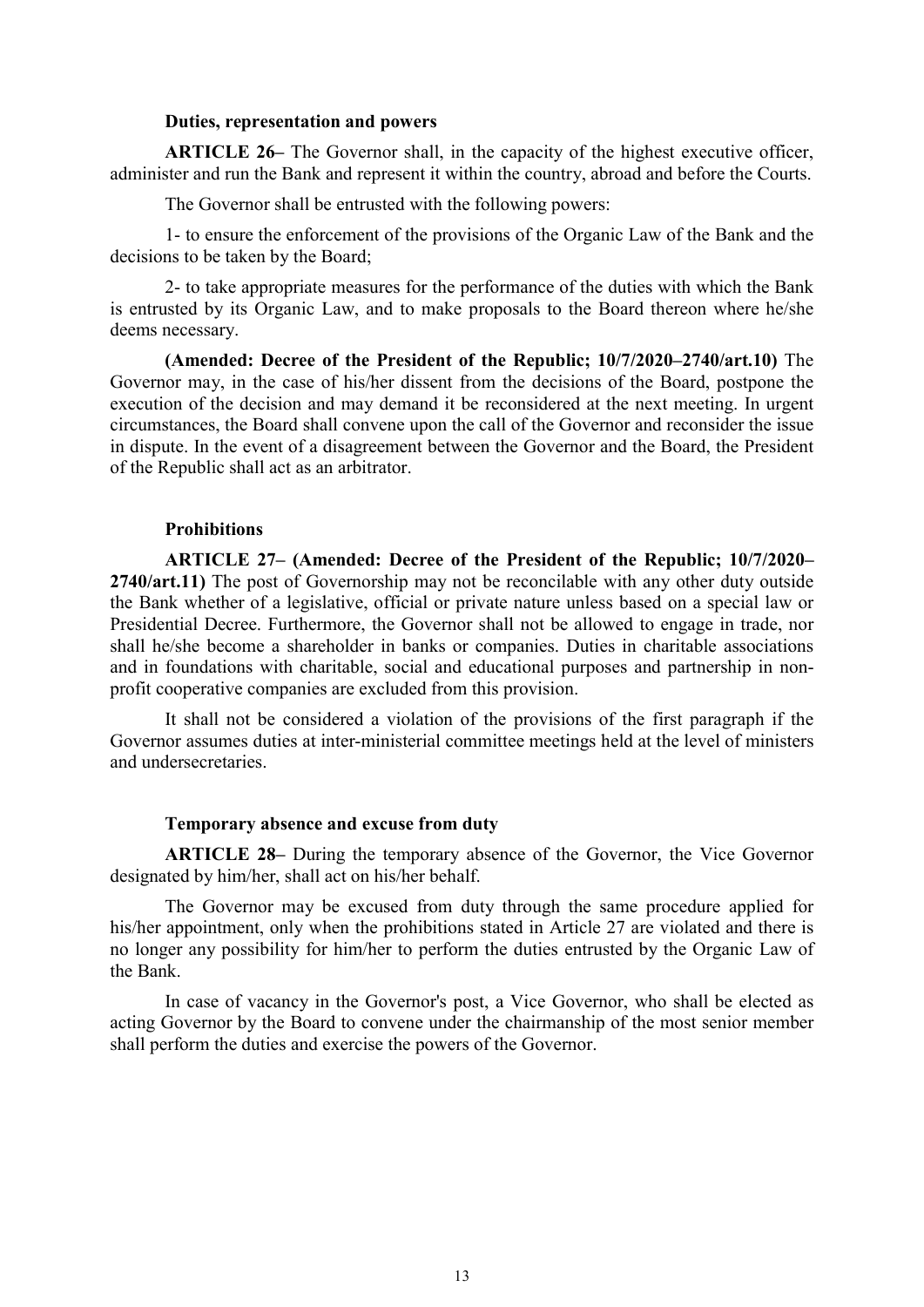### Duties, representation and powers

**ARTICLE 26–** The Governor shall, in the capacity of the highest executive officer, administer and run the Bank and represent it within the country, abroad and before the Courts.

The Governor shall be entrusted with the following powers:

1- to ensure the enforcement of the provisions of the Organic Law of the Bank and the decisions to be taken by the Board;

2- to take appropriate measures for the performance of the duties with which the Bank is entrusted by its Organic Law, and to make proposals to the Board thereon where he/she deems necessary.

**(Amended: Decree of the President of the Republic; 10/7/2020–2740/art.10)** The Governor may, in the case of his/her dissent from the decisions of the Board, postpone the execution of the decision and may demand it be reconsidered at the next meeting. In urgent circumstances, the Board shall convene upon the call of the Governor and reconsider the issue in dispute. In the event of a disagreement between the Governor and the Board, the President of the Republic shall act as an arbitrator.

### Prohibitions

**ARTICLE 27– (Amended: Decree of the President of the Republic; 10/7/2020–2740/art.11)** The post of Governorship may not be reconcilable with any other duty outside the Bank whether of a legislative, official or private nature unless based on a special law or Presidential Decree. Furthermore, the Governor shall not be allowed to engage in trade, nor shall he/she become a shareholder in banks or companies. Duties in charitable associations and in foundations with charitable, social and educational purposes and partnership in non-profit cooperative companies are excluded from this provision.

It shall not be considered a violation of the provisions of the first paragraph if the Governor assumes duties at inter-ministerial committee meetings held at the level of ministers and undersecretaries.

### Temporary absence and excuse from duty

**ARTICLE 28–** During the temporary absence of the Governor, the Vice Governor designated by him/her, shall act on his/her behalf.

The Governor may be excused from duty through the same procedure applied for his/her appointment, only when the prohibitions stated in Article 27 are violated and there is no longer any possibility for him/her to perform the duties entrusted by the Organic Law of the Bank.

In case of vacancy in the Governor's post, a Vice Governor, who shall be elected as acting Governor by the Board to convene under the chairmanship of the most senior member shall perform the duties and exercise the powers of the Governor.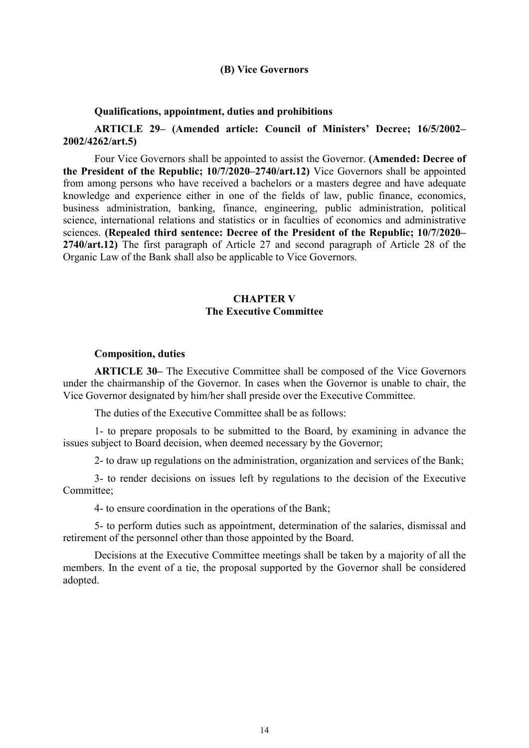### (B) Vice Governors

**Qualifications, appointment, duties and prohibitions**

**ARTICLE 29– (Amended article: Council of Ministers' Decree; 16/5/2002–2002/4262/art.5)**

Four Vice Governors shall be appointed to assist the Governor. **(Amended: Decree of the President of the Republic; 10/7/2020–2740/art.12)** Vice Governors shall be appointed from among persons who have received a bachelors or a masters degree and have adequate knowledge and experience either in one of the fields of law, public finance, economics, business administration, banking, finance, engineering, public administration, political science, international relations and statistics or in faculties of economics and administrative sciences. **(Repealed third sentence: Decree of the President of the Republic; 10/7/2020–2740/art.12)** The first paragraph of Article 27 and second paragraph of Article 28 of the Organic Law of the Bank shall also be applicable to Vice Governors.

## CHAPTER V
## The Executive Committee

**Composition, duties**

**ARTICLE 30–** The Executive Committee shall be composed of the Vice Governors under the chairmanship of the Governor. In cases when the Governor is unable to chair, the Vice Governor designated by him/her shall preside over the Executive Committee.

The duties of the Executive Committee shall be as follows:

1- to prepare proposals to be submitted to the Board, by examining in advance the issues subject to Board decision, when deemed necessary by the Governor;

2- to draw up regulations on the administration, organization and services of the Bank;

3- to render decisions on issues left by regulations to the decision of the Executive Committee;

4- to ensure coordination in the operations of the Bank;

5- to perform duties such as appointment, determination of the salaries, dismissal and retirement of the personnel other than those appointed by the Board.

Decisions at the Executive Committee meetings shall be taken by a majority of all the members. In the event of a tie, the proposal supported by the Governor shall be considered adopted.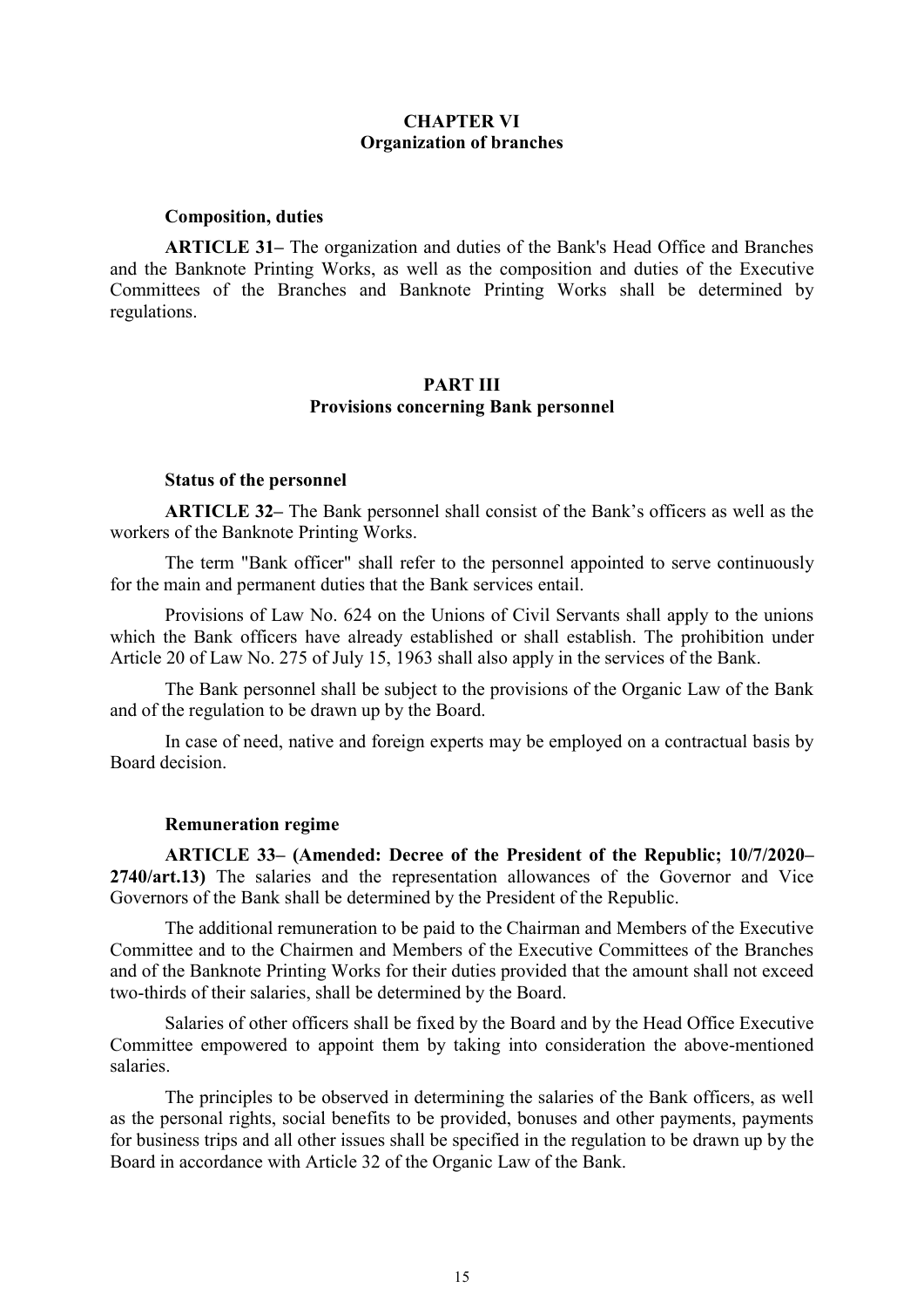## CHAPTER VI
## Organization of branches

### Composition, duties

**ARTICLE 31–** The organization and duties of the Bank's Head Office and Branches and the Banknote Printing Works, as well as the composition and duties of the Executive Committees of the Branches and Banknote Printing Works shall be determined by regulations.

# PART III
## Provisions concerning Bank personnel

### Status of the personnel

**ARTICLE 32–** The Bank personnel shall consist of the Bank's officers as well as the workers of the Banknote Printing Works.

The term "Bank officer" shall refer to the personnel appointed to serve continuously for the main and permanent duties that the Bank services entail.

Provisions of Law No. 624 on the Unions of Civil Servants shall apply to the unions which the Bank officers have already established or shall establish. The prohibition under Article 20 of Law No. 275 of July 15, 1963 shall also apply in the services of the Bank.

The Bank personnel shall be subject to the provisions of the Organic Law of the Bank and of the regulation to be drawn up by the Board.

In case of need, native and foreign experts may be employed on a contractual basis by Board decision.

### Remuneration regime

**ARTICLE 33– (Amended: Decree of the President of the Republic; 10/7/2020–2740/art.13)** The salaries and the representation allowances of the Governor and Vice Governors of the Bank shall be determined by the President of the Republic.

The additional remuneration to be paid to the Chairman and Members of the Executive Committee and to the Chairmen and Members of the Executive Committees of the Branches and of the Banknote Printing Works for their duties provided that the amount shall not exceed two-thirds of their salaries, shall be determined by the Board.

Salaries of other officers shall be fixed by the Board and by the Head Office Executive Committee empowered to appoint them by taking into consideration the above-mentioned salaries.

The principles to be observed in determining the salaries of the Bank officers, as well as the personal rights, social benefits to be provided, bonuses and other payments, payments for business trips and all other issues shall be specified in the regulation to be drawn up by the Board in accordance with Article 32 of the Organic Law of the Bank.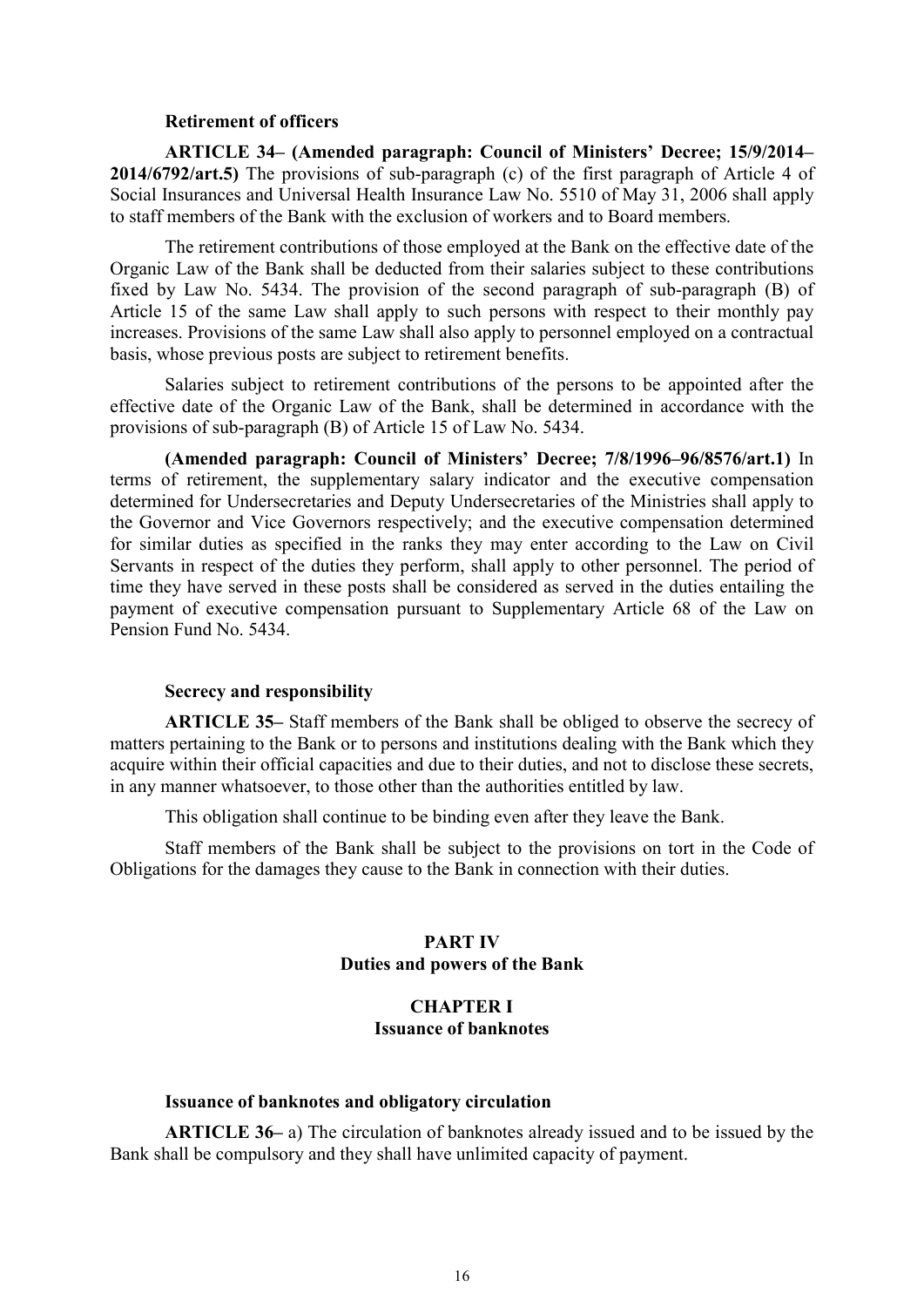**Retirement of officers**

**ARTICLE 34– (Amended paragraph: Council of Ministers' Decree; 15/9/2014–2014/6792/art.5)** The provisions of sub-paragraph (c) of the first paragraph of Article 4 of Social Insurances and Universal Health Insurance Law No. 5510 of May 31, 2006 shall apply to staff members of the Bank with the exclusion of workers and to Board members.

The retirement contributions of those employed at the Bank on the effective date of the Organic Law of the Bank shall be deducted from their salaries subject to these contributions fixed by Law No. 5434. The provision of the second paragraph of sub-paragraph (B) of Article 15 of the same Law shall apply to such persons with respect to their monthly pay increases. Provisions of the same Law shall also apply to personnel employed on a contractual basis, whose previous posts are subject to retirement benefits.

Salaries subject to retirement contributions of the persons to be appointed after the effective date of the Organic Law of the Bank, shall be determined in accordance with the provisions of sub-paragraph (B) of Article 15 of Law No. 5434.

**(Amended paragraph: Council of Ministers' Decree; 7/8/1996–96/8576/art.1)** In terms of retirement, the supplementary salary indicator and the executive compensation determined for Undersecretaries and Deputy Undersecretaries of the Ministries shall apply to the Governor and Vice Governors respectively; and the executive compensation determined for similar duties as specified in the ranks they may enter according to the Law on Civil Servants in respect of the duties they perform, shall apply to other personnel. The period of time they have served in these posts shall be considered as served in the duties entailing the payment of executive compensation pursuant to Supplementary Article 68 of the Law on Pension Fund No. 5434.

**Secrecy and responsibility**

**ARTICLE 35–** Staff members of the Bank shall be obliged to observe the secrecy of matters pertaining to the Bank or to persons and institutions dealing with the Bank which they acquire within their official capacities and due to their duties, and not to disclose these secrets, in any manner whatsoever, to those other than the authorities entitled by law.

This obligation shall continue to be binding even after they leave the Bank.

Staff members of the Bank shall be subject to the provisions on tort in the Code of Obligations for the damages they cause to the Bank in connection with their duties.

## PART IV
## Duties and powers of the Bank

### CHAPTER I
### Issuance of banknotes

**Issuance of banknotes and obligatory circulation**

**ARTICLE 36–** a) The circulation of banknotes already issued and to be issued by the Bank shall be compulsory and they shall have unlimited capacity of payment.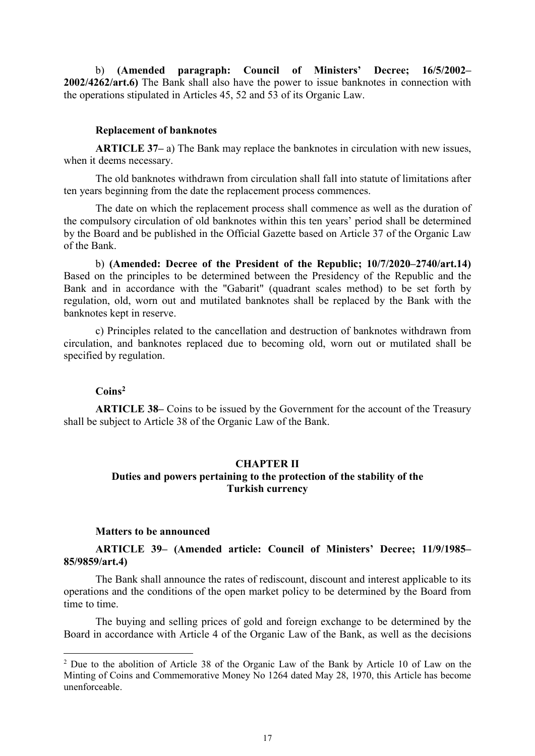b) **(Amended paragraph: Council of Ministers' Decree; 16/5/2002–2002/4262/art.6)** The Bank shall also have the power to issue banknotes in connection with the operations stipulated in Articles 45, 52 and 53 of its Organic Law.

**Replacement of banknotes**

**ARTICLE 37–** a) The Bank may replace the banknotes in circulation with new issues, when it deems necessary.

The old banknotes withdrawn from circulation shall fall into statute of limitations after ten years beginning from the date the replacement process commences.

The date on which the replacement process shall commence as well as the duration of the compulsory circulation of old banknotes within this ten years' period shall be determined by the Board and be published in the Official Gazette based on Article 37 of the Organic Law of the Bank.

b) **(Amended: Decree of the President of the Republic; 10/7/2020–2740/art.14)** Based on the principles to be determined between the Presidency of the Republic and the Bank and in accordance with the "Gabarit" (quadrant scales method) to be set forth by regulation, old, worn out and mutilated banknotes shall be replaced by the Bank with the banknotes kept in reserve.

c) Principles related to the cancellation and destruction of banknotes withdrawn from circulation, and banknotes replaced due to becoming old, worn out or mutilated shall be specified by regulation.

**Coins[2]**

**ARTICLE 38–** Coins to be issued by the Government for the account of the Treasury shall be subject to Article 38 of the Organic Law of the Bank.

## CHAPTER II
## Duties and powers pertaining to the protection of the stability of the Turkish currency

**Matters to be announced**

**ARTICLE 39– (Amended article: Council of Ministers' Decree; 11/9/1985–85/9859/art.4)**

The Bank shall announce the rates of rediscount, discount and interest applicable to its operations and the conditions of the open market policy to be determined by the Board from time to time.

The buying and selling prices of gold and foreign exchange to be determined by the Board in accordance with Article 4 of the Organic Law of the Bank, as well as the decisions

---

[2] Due to the abolition of Article 38 of the Organic Law of the Bank by Article 10 of Law on the Minting of Coins and Commemorative Money No 1264 dated May 28, 1970, this Article has become unenforceable.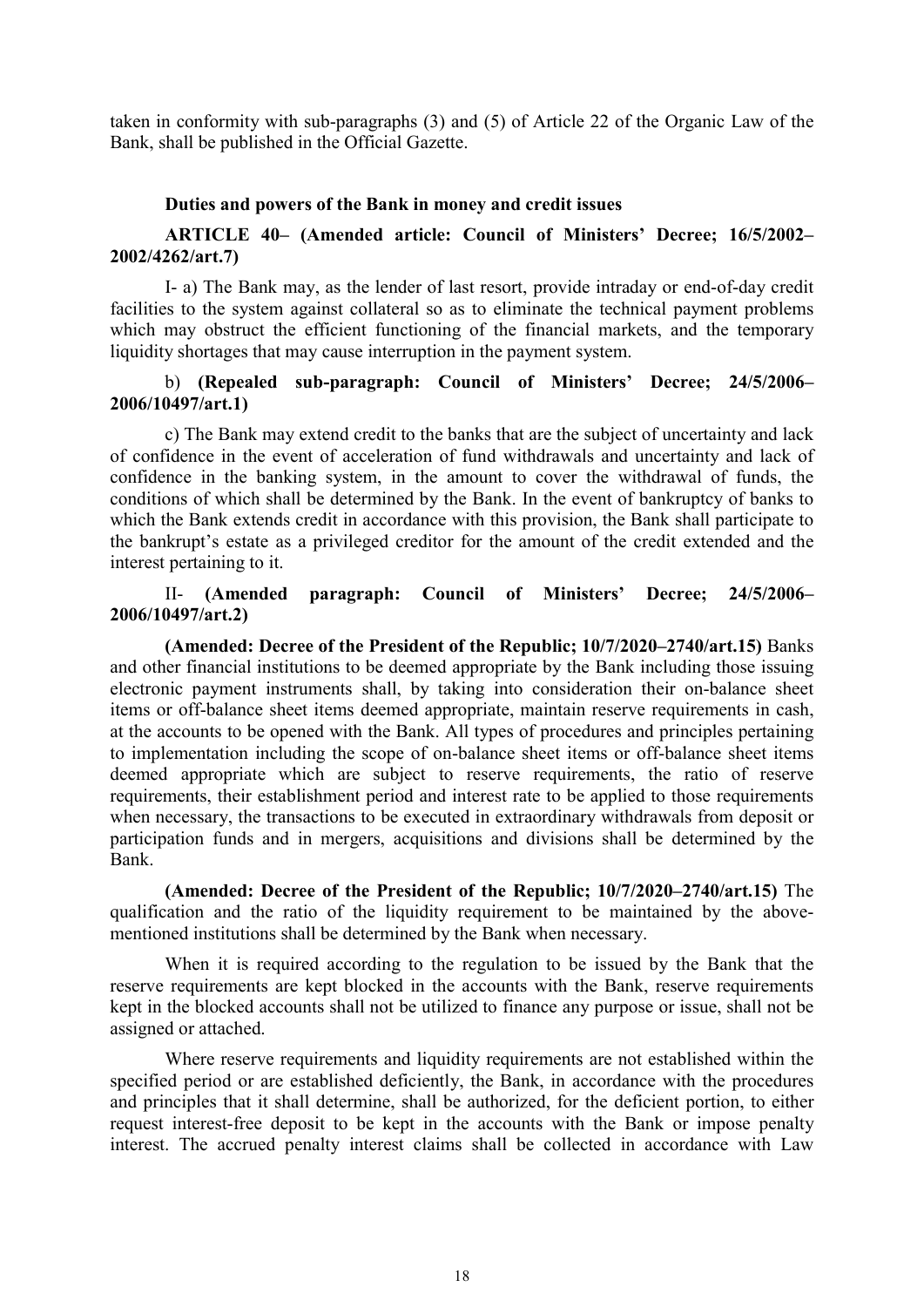taken in conformity with sub-paragraphs (3) and (5) of Article 22 of the Organic Law of the Bank, shall be published in the Official Gazette.

**Duties and powers of the Bank in money and credit issues**

**ARTICLE 40– (Amended article: Council of Ministers' Decree; 16/5/2002–2002/4262/art.7)**

I- a) The Bank may, as the lender of last resort, provide intraday or end-of-day credit facilities to the system against collateral so as to eliminate the technical payment problems which may obstruct the efficient functioning of the financial markets, and the temporary liquidity shortages that may cause interruption in the payment system.

b) **(Repealed sub-paragraph: Council of Ministers' Decree; 24/5/2006–2006/10497/art.1)**

c) The Bank may extend credit to the banks that are the subject of uncertainty and lack of confidence in the event of acceleration of fund withdrawals and uncertainty and lack of confidence in the banking system, in the amount to cover the withdrawal of funds, the conditions of which shall be determined by the Bank. In the event of bankruptcy of banks to which the Bank extends credit in accordance with this provision, the Bank shall participate to the bankrupt's estate as a privileged creditor for the amount of the credit extended and the interest pertaining to it.

II- **(Amended paragraph: Council of Ministers' Decree; 24/5/2006–2006/10497/art.2)**

**(Amended: Decree of the President of the Republic; 10/7/2020–2740/art.15)** Banks and other financial institutions to be deemed appropriate by the Bank including those issuing electronic payment instruments shall, by taking into consideration their on-balance sheet items or off-balance sheet items deemed appropriate, maintain reserve requirements in cash, at the accounts to be opened with the Bank. All types of procedures and principles pertaining to implementation including the scope of on-balance sheet items or off-balance sheet items deemed appropriate which are subject to reserve requirements, the ratio of reserve requirements, their establishment period and interest rate to be applied to those requirements when necessary, the transactions to be executed in extraordinary withdrawals from deposit or participation funds and in mergers, acquisitions and divisions shall be determined by the Bank.

**(Amended: Decree of the President of the Republic; 10/7/2020–2740/art.15)** The qualification and the ratio of the liquidity requirement to be maintained by the above-mentioned institutions shall be determined by the Bank when necessary.

When it is required according to the regulation to be issued by the Bank that the reserve requirements are kept blocked in the accounts with the Bank, reserve requirements kept in the blocked accounts shall not be utilized to finance any purpose or issue, shall not be assigned or attached.

Where reserve requirements and liquidity requirements are not established within the specified period or are established deficiently, the Bank, in accordance with the procedures and principles that it shall determine, shall be authorized, for the deficient portion, to either request interest-free deposit to be kept in the accounts with the Bank or impose penalty interest. The accrued penalty interest claims shall be collected in accordance with Law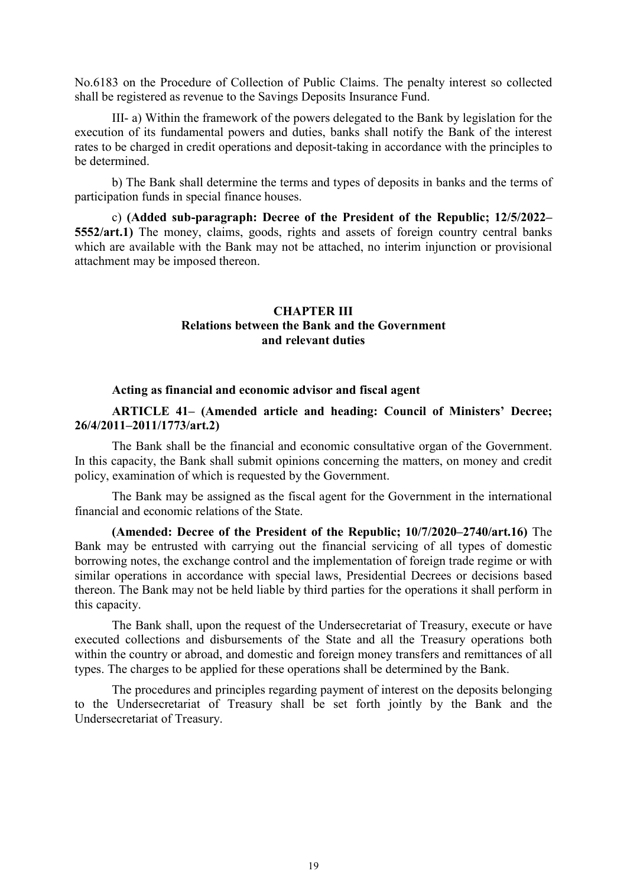No.6183 on the Procedure of Collection of Public Claims. The penalty interest so collected shall be registered as revenue to the Savings Deposits Insurance Fund.

III- a) Within the framework of the powers delegated to the Bank by legislation for the execution of its fundamental powers and duties, banks shall notify the Bank of the interest rates to be charged in credit operations and deposit-taking in accordance with the principles to be determined.

b) The Bank shall determine the terms and types of deposits in banks and the terms of participation funds in special finance houses.

c) **(Added sub-paragraph: Decree of the President of the Republic; 12/5/2022–5552/art.1)** The money, claims, goods, rights and assets of foreign country central banks which are available with the Bank may not be attached, no interim injunction or provisional attachment may be imposed thereon.

## CHAPTER III
## Relations between the Bank and the Government and relevant duties

**Acting as financial and economic advisor and fiscal agent**

**ARTICLE 41– (Amended article and heading: Council of Ministers' Decree; 26/4/2011–2011/1773/art.2)**

The Bank shall be the financial and economic consultative organ of the Government. In this capacity, the Bank shall submit opinions concerning the matters, on money and credit policy, examination of which is requested by the Government.

The Bank may be assigned as the fiscal agent for the Government in the international financial and economic relations of the State.

**(Amended: Decree of the President of the Republic; 10/7/2020–2740/art.16)** The Bank may be entrusted with carrying out the financial servicing of all types of domestic borrowing notes, the exchange control and the implementation of foreign trade regime or with similar operations in accordance with special laws, Presidential Decrees or decisions based thereon. The Bank may not be held liable by third parties for the operations it shall perform in this capacity.

The Bank shall, upon the request of the Undersecretariat of Treasury, execute or have executed collections and disbursements of the State and all the Treasury operations both within the country or abroad, and domestic and foreign money transfers and remittances of all types. The charges to be applied for these operations shall be determined by the Bank.

The procedures and principles regarding payment of interest on the deposits belonging to the Undersecretariat of Treasury shall be set forth jointly by the Bank and the Undersecretariat of Treasury.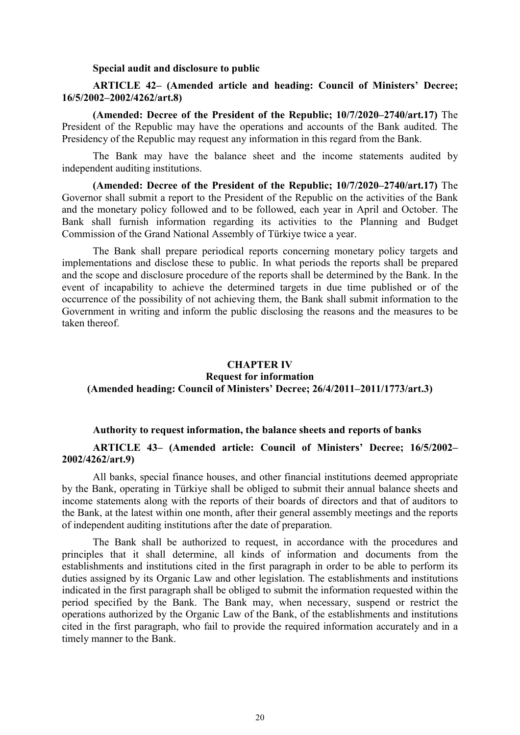**Special audit and disclosure to public**

**ARTICLE 42– (Amended article and heading: Council of Ministers' Decree; 16/5/2002–2002/4262/art.8)**

**(Amended: Decree of the President of the Republic; 10/7/2020–2740/art.17)** The President of the Republic may have the operations and accounts of the Bank audited. The Presidency of the Republic may request any information in this regard from the Bank.

The Bank may have the balance sheet and the income statements audited by independent auditing institutions.

**(Amended: Decree of the President of the Republic; 10/7/2020–2740/art.17)** The Governor shall submit a report to the President of the Republic on the activities of the Bank and the monetary policy followed and to be followed, each year in April and October. The Bank shall furnish information regarding its activities to the Planning and Budget Commission of the Grand National Assembly of Türkiye twice a year.

The Bank shall prepare periodical reports concerning monetary policy targets and implementations and disclose these to public. In what periods the reports shall be prepared and the scope and disclosure procedure of the reports shall be determined by the Bank. In the event of incapability to achieve the determined targets in due time published or of the occurrence of the possibility of not achieving them, the Bank shall submit information to the Government in writing and inform the public disclosing the reasons and the measures to be taken thereof.

## CHAPTER IV
## Request for information
## (Amended heading: Council of Ministers' Decree; 26/4/2011–2011/1773/art.3)

**Authority to request information, the balance sheets and reports of banks**

**ARTICLE 43– (Amended article: Council of Ministers' Decree; 16/5/2002–2002/4262/art.9)**

All banks, special finance houses, and other financial institutions deemed appropriate by the Bank, operating in Türkiye shall be obliged to submit their annual balance sheets and income statements along with the reports of their boards of directors and that of auditors to the Bank, at the latest within one month, after their general assembly meetings and the reports of independent auditing institutions after the date of preparation.

The Bank shall be authorized to request, in accordance with the procedures and principles that it shall determine, all kinds of information and documents from the establishments and institutions cited in the first paragraph in order to be able to perform its duties assigned by its Organic Law and other legislation. The establishments and institutions indicated in the first paragraph shall be obliged to submit the information requested within the period specified by the Bank. The Bank may, when necessary, suspend or restrict the operations authorized by the Organic Law of the Bank, of the establishments and institutions cited in the first paragraph, who fail to provide the required information accurately and in a timely manner to the Bank.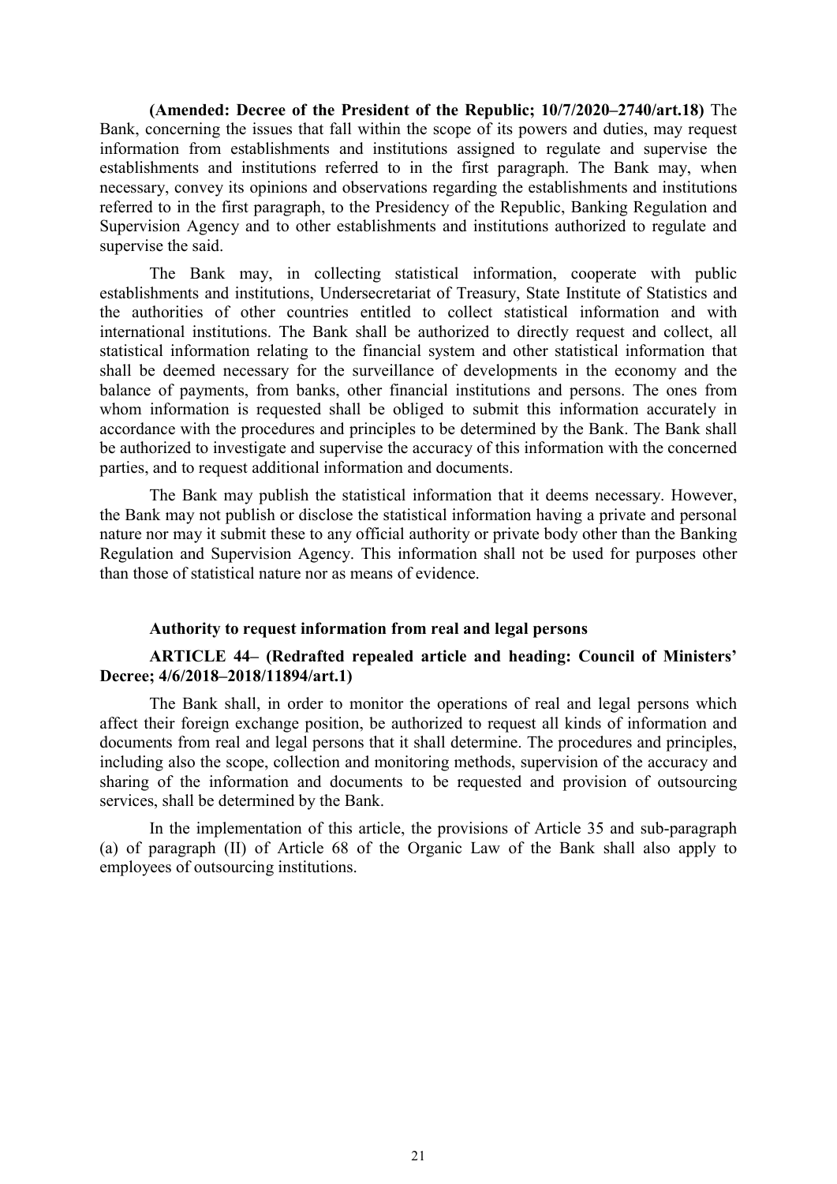**(Amended: Decree of the President of the Republic; 10/7/2020–2740/art.18)** The Bank, concerning the issues that fall within the scope of its powers and duties, may request information from establishments and institutions assigned to regulate and supervise the establishments and institutions referred to in the first paragraph. The Bank may, when necessary, convey its opinions and observations regarding the establishments and institutions referred to in the first paragraph, to the Presidency of the Republic, Banking Regulation and Supervision Agency and to other establishments and institutions authorized to regulate and supervise the said.

The Bank may, in collecting statistical information, cooperate with public establishments and institutions, Undersecretariat of Treasury, State Institute of Statistics and the authorities of other countries entitled to collect statistical information and with international institutions. The Bank shall be authorized to directly request and collect, all statistical information relating to the financial system and other statistical information that shall be deemed necessary for the surveillance of developments in the economy and the balance of payments, from banks, other financial institutions and persons. The ones from whom information is requested shall be obliged to submit this information accurately in accordance with the procedures and principles to be determined by the Bank. The Bank shall be authorized to investigate and supervise the accuracy of this information with the concerned parties, and to request additional information and documents.

The Bank may publish the statistical information that it deems necessary. However, the Bank may not publish or disclose the statistical information having a private and personal nature nor may it submit these to any official authority or private body other than the Banking Regulation and Supervision Agency. This information shall not be used for purposes other than those of statistical nature nor as means of evidence.

**Authority to request information from real and legal persons**

**ARTICLE 44– (Redrafted repealed article and heading: Council of Ministers' Decree; 4/6/2018–2018/11894/art.1)**

The Bank shall, in order to monitor the operations of real and legal persons which affect their foreign exchange position, be authorized to request all kinds of information and documents from real and legal persons that it shall determine. The procedures and principles, including also the scope, collection and monitoring methods, supervision of the accuracy and sharing of the information and documents to be requested and provision of outsourcing services, shall be determined by the Bank.

In the implementation of this article, the provisions of Article 35 and sub-paragraph (a) of paragraph (II) of Article 68 of the Organic Law of the Bank shall also apply to employees of outsourcing institutions.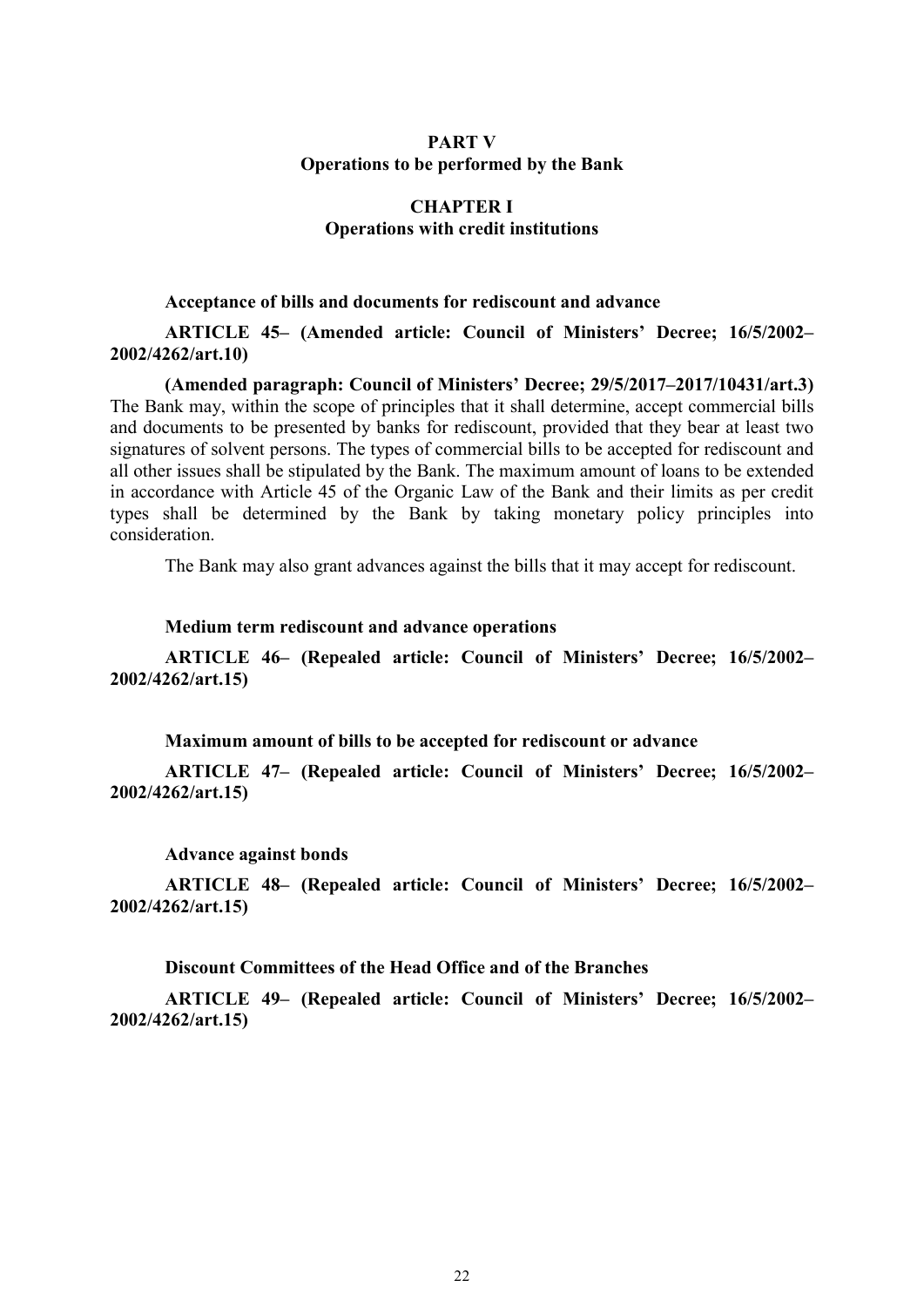# PART V
## Operations to be performed by the Bank

## CHAPTER I
### Operations with credit institutions

**Acceptance of bills and documents for rediscount and advance**

**ARTICLE 45– (Amended article: Council of Ministers' Decree; 16/5/2002–2002/4262/art.10)**

**(Amended paragraph: Council of Ministers' Decree; 29/5/2017–2017/10431/art.3)** The Bank may, within the scope of principles that it shall determine, accept commercial bills and documents to be presented by banks for rediscount, provided that they bear at least two signatures of solvent persons. The types of commercial bills to be accepted for rediscount and all other issues shall be stipulated by the Bank. The maximum amount of loans to be extended in accordance with Article 45 of the Organic Law of the Bank and their limits as per credit types shall be determined by the Bank by taking monetary policy principles into consideration.

The Bank may also grant advances against the bills that it may accept for rediscount.

**Medium term rediscount and advance operations**

**ARTICLE 46– (Repealed article: Council of Ministers' Decree; 16/5/2002–2002/4262/art.15)**

**Maximum amount of bills to be accepted for rediscount or advance**

**ARTICLE 47– (Repealed article: Council of Ministers' Decree; 16/5/2002–2002/4262/art.15)**

**Advance against bonds**

**ARTICLE 48– (Repealed article: Council of Ministers' Decree; 16/5/2002–2002/4262/art.15)**

**Discount Committees of the Head Office and of the Branches**

**ARTICLE 49– (Repealed article: Council of Ministers' Decree; 16/5/2002–2002/4262/art.15)**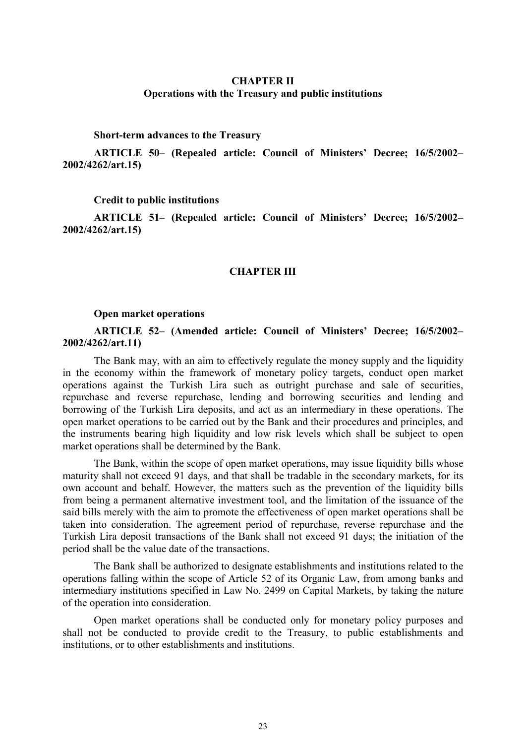## CHAPTER II
## Operations with the Treasury and public institutions

**Short-term advances to the Treasury**

**ARTICLE 50– (Repealed article: Council of Ministers' Decree; 16/5/2002–2002/4262/art.15)**

**Credit to public institutions**

**ARTICLE 51– (Repealed article: Council of Ministers' Decree; 16/5/2002–2002/4262/art.15)**

## CHAPTER III

**Open market operations**

**ARTICLE 52– (Amended article: Council of Ministers' Decree; 16/5/2002–2002/4262/art.11)**

The Bank may, with an aim to effectively regulate the money supply and the liquidity in the economy within the framework of monetary policy targets, conduct open market operations against the Turkish Lira such as outright purchase and sale of securities, repurchase and reverse repurchase, lending and borrowing securities and lending and borrowing of the Turkish Lira deposits, and act as an intermediary in these operations. The open market operations to be carried out by the Bank and their procedures and principles, and the instruments bearing high liquidity and low risk levels which shall be subject to open market operations shall be determined by the Bank.

The Bank, within the scope of open market operations, may issue liquidity bills whose maturity shall not exceed 91 days, and that shall be tradable in the secondary markets, for its own account and behalf. However, the matters such as the prevention of the liquidity bills from being a permanent alternative investment tool, and the limitation of the issuance of the said bills merely with the aim to promote the effectiveness of open market operations shall be taken into consideration. The agreement period of repurchase, reverse repurchase and the Turkish Lira deposit transactions of the Bank shall not exceed 91 days; the initiation of the period shall be the value date of the transactions.

The Bank shall be authorized to designate establishments and institutions related to the operations falling within the scope of Article 52 of its Organic Law, from among banks and intermediary institutions specified in Law No. 2499 on Capital Markets, by taking the nature of the operation into consideration.

Open market operations shall be conducted only for monetary policy purposes and shall not be conducted to provide credit to the Treasury, to public establishments and institutions, or to other establishments and institutions.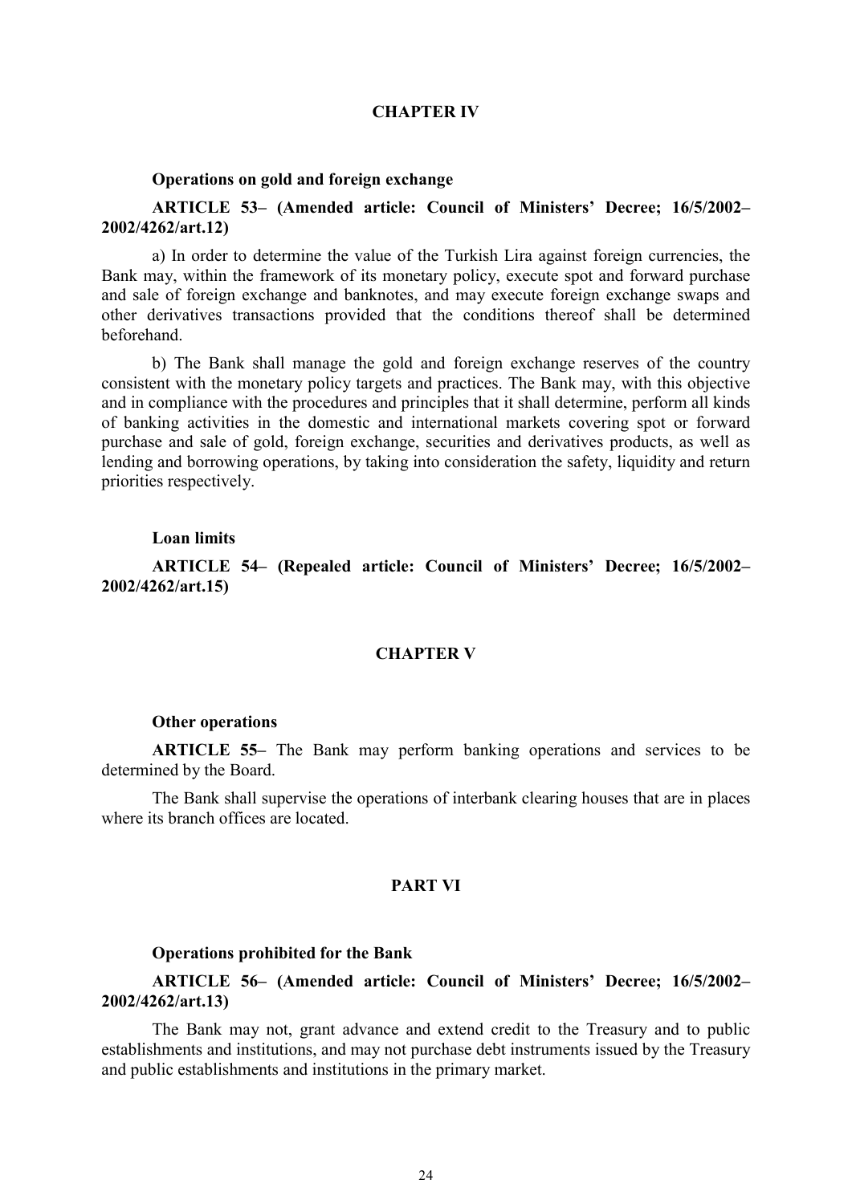## CHAPTER IV

**Operations on gold and foreign exchange**

**ARTICLE 53– (Amended article: Council of Ministers' Decree; 16/5/2002–2002/4262/art.12)**

a) In order to determine the value of the Turkish Lira against foreign currencies, the Bank may, within the framework of its monetary policy, execute spot and forward purchase and sale of foreign exchange and banknotes, and may execute foreign exchange swaps and other derivatives transactions provided that the conditions thereof shall be determined beforehand.

b) The Bank shall manage the gold and foreign exchange reserves of the country consistent with the monetary policy targets and practices. The Bank may, with this objective and in compliance with the procedures and principles that it shall determine, perform all kinds of banking activities in the domestic and international markets covering spot or forward purchase and sale of gold, foreign exchange, securities and derivatives products, as well as lending and borrowing operations, by taking into consideration the safety, liquidity and return priorities respectively.

**Loan limits**

**ARTICLE 54– (Repealed article: Council of Ministers' Decree; 16/5/2002–2002/4262/art.15)**

## CHAPTER V

**Other operations**

**ARTICLE 55–** The Bank may perform banking operations and services to be determined by the Board.

The Bank shall supervise the operations of interbank clearing houses that are in places where its branch offices are located.

## PART VI

**Operations prohibited for the Bank**

**ARTICLE 56– (Amended article: Council of Ministers' Decree; 16/5/2002–2002/4262/art.13)**

The Bank may not, grant advance and extend credit to the Treasury and to public establishments and institutions, and may not purchase debt instruments issued by the Treasury and public establishments and institutions in the primary market.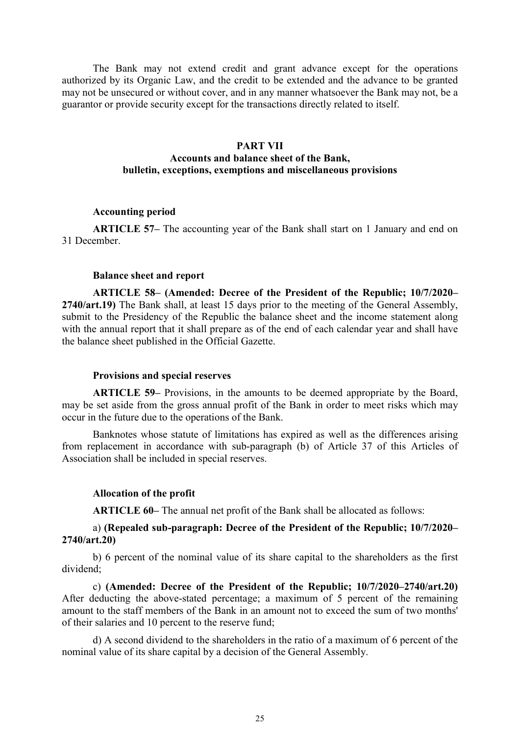The Bank may not extend credit and grant advance except for the operations authorized by its Organic Law, and the credit to be extended and the advance to be granted may not be unsecured or without cover, and in any manner whatsoever the Bank may not, be a guarantor or provide security except for the transactions directly related to itself.

## PART VII
## Accounts and balance sheet of the Bank, bulletin, exceptions, exemptions and miscellaneous provisions

### Accounting period

**ARTICLE 57–** The accounting year of the Bank shall start on 1 January and end on 31 December.

### Balance sheet and report

**ARTICLE 58– (Amended: Decree of the President of the Republic; 10/7/2020–2740/art.19)** The Bank shall, at least 15 days prior to the meeting of the General Assembly, submit to the Presidency of the Republic the balance sheet and the income statement along with the annual report that it shall prepare as of the end of each calendar year and shall have the balance sheet published in the Official Gazette.

### Provisions and special reserves

**ARTICLE 59–** Provisions, in the amounts to be deemed appropriate by the Board, may be set aside from the gross annual profit of the Bank in order to meet risks which may occur in the future due to the operations of the Bank.

Banknotes whose statute of limitations has expired as well as the differences arising from replacement in accordance with sub-paragraph (b) of Article 37 of this Articles of Association shall be included in special reserves.

### Allocation of the profit

**ARTICLE 60–** The annual net profit of the Bank shall be allocated as follows:

a) **(Repealed sub-paragraph: Decree of the President of the Republic; 10/7/2020–2740/art.20)**

b) 6 percent of the nominal value of its share capital to the shareholders as the first dividend;

c) **(Amended: Decree of the President of the Republic; 10/7/2020–2740/art.20)** After deducting the above-stated percentage; a maximum of 5 percent of the remaining amount to the staff members of the Bank in an amount not to exceed the sum of two months' of their salaries and 10 percent to the reserve fund;

d) A second dividend to the shareholders in the ratio of a maximum of 6 percent of the nominal value of its share capital by a decision of the General Assembly.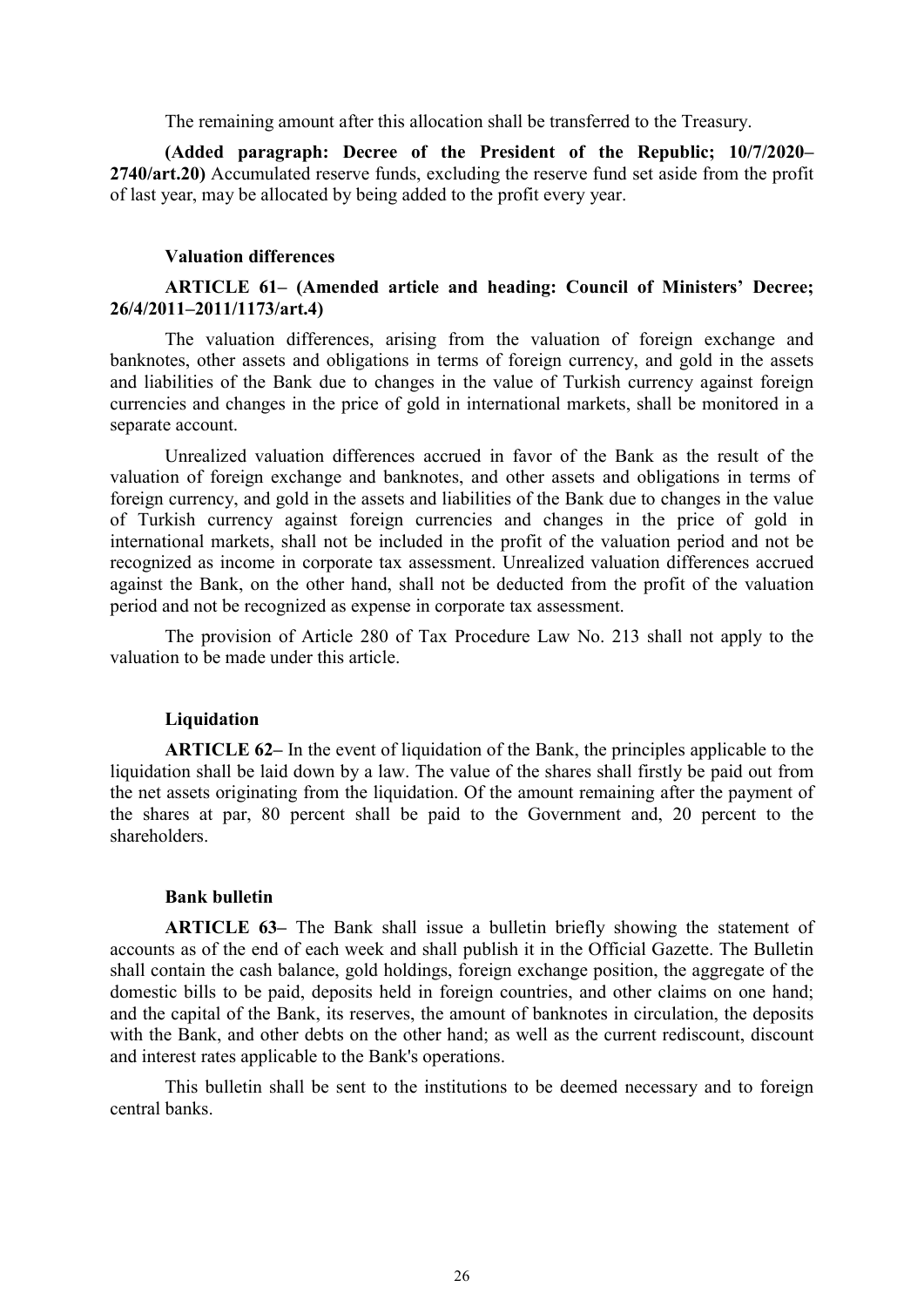The remaining amount after this allocation shall be transferred to the Treasury.

**(Added paragraph: Decree of the President of the Republic; 10/7/2020–2740/art.20)** Accumulated reserve funds, excluding the reserve fund set aside from the profit of last year, may be allocated by being added to the profit every year.

**Valuation differences**

**ARTICLE 61– (Amended article and heading: Council of Ministers' Decree; 26/4/2011–2011/1173/art.4)**

The valuation differences, arising from the valuation of foreign exchange and banknotes, other assets and obligations in terms of foreign currency, and gold in the assets and liabilities of the Bank due to changes in the value of Turkish currency against foreign currencies and changes in the price of gold in international markets, shall be monitored in a separate account.

Unrealized valuation differences accrued in favor of the Bank as the result of the valuation of foreign exchange and banknotes, and other assets and obligations in terms of foreign currency, and gold in the assets and liabilities of the Bank due to changes in the value of Turkish currency against foreign currencies and changes in the price of gold in international markets, shall not be included in the profit of the valuation period and not be recognized as income in corporate tax assessment. Unrealized valuation differences accrued against the Bank, on the other hand, shall not be deducted from the profit of the valuation period and not be recognized as expense in corporate tax assessment.

The provision of Article 280 of Tax Procedure Law No. 213 shall not apply to the valuation to be made under this article.

**Liquidation**

**ARTICLE 62–** In the event of liquidation of the Bank, the principles applicable to the liquidation shall be laid down by a law. The value of the shares shall firstly be paid out from the net assets originating from the liquidation. Of the amount remaining after the payment of the shares at par, 80 percent shall be paid to the Government and, 20 percent to the shareholders.

**Bank bulletin**

**ARTICLE 63–** The Bank shall issue a bulletin briefly showing the statement of accounts as of the end of each week and shall publish it in the Official Gazette. The Bulletin shall contain the cash balance, gold holdings, foreign exchange position, the aggregate of the domestic bills to be paid, deposits held in foreign countries, and other claims on one hand; and the capital of the Bank, its reserves, the amount of banknotes in circulation, the deposits with the Bank, and other debts on the other hand; as well as the current rediscount, discount and interest rates applicable to the Bank's operations.

This bulletin shall be sent to the institutions to be deemed necessary and to foreign central banks.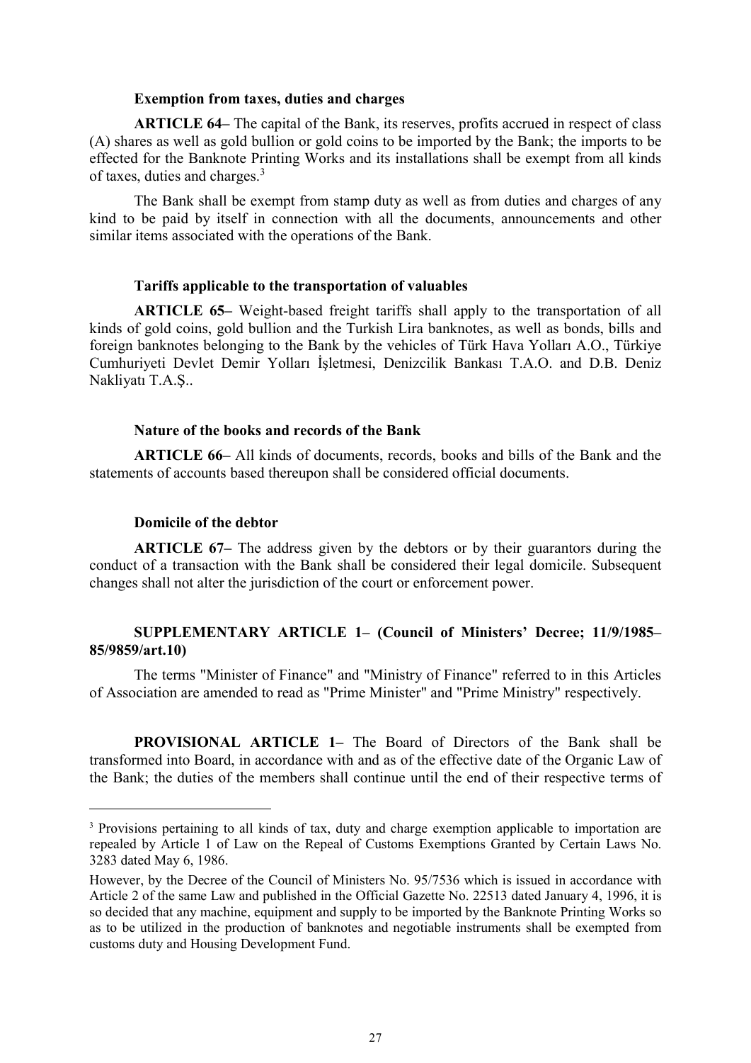### Exemption from taxes, duties and charges

**ARTICLE 64–** The capital of the Bank, its reserves, profits accrued in respect of class (A) shares as well as gold bullion or gold coins to be imported by the Bank; the imports to be effected for the Banknote Printing Works and its installations shall be exempt from all kinds of taxes, duties and charges.[3]

The Bank shall be exempt from stamp duty as well as from duties and charges of any kind to be paid by itself in connection with all the documents, announcements and other similar items associated with the operations of the Bank.

### Tariffs applicable to the transportation of valuables

**ARTICLE 65–** Weight-based freight tariffs shall apply to the transportation of all kinds of gold coins, gold bullion and the Turkish Lira banknotes, as well as bonds, bills and foreign banknotes belonging to the Bank by the vehicles of Türk Hava Yolları A.O., Türkiye Cumhuriyeti Devlet Demir Yolları İşletmesi, Denizcilik Bankası T.A.O. and D.B. Deniz Nakliyatı T.A.Ş..

### Nature of the books and records of the Bank

**ARTICLE 66–** All kinds of documents, records, books and bills of the Bank and the statements of accounts based thereupon shall be considered official documents.

### Domicile of the debtor

**ARTICLE 67–** The address given by the debtors or by their guarantors during the conduct of a transaction with the Bank shall be considered their legal domicile. Subsequent changes shall not alter the jurisdiction of the court or enforcement power.

**SUPPLEMENTARY ARTICLE 1– (Council of Ministers' Decree; 11/9/1985–85/9859/art.10)**

The terms "Minister of Finance" and "Ministry of Finance" referred to in this Articles of Association are amended to read as "Prime Minister" and "Prime Ministry" respectively.

**PROVISIONAL ARTICLE 1–** The Board of Directors of the Bank shall be transformed into Board, in accordance with and as of the effective date of the Organic Law of the Bank; the duties of the members shall continue until the end of their respective terms of

---

[3] Provisions pertaining to all kinds of tax, duty and charge exemption applicable to importation are repealed by Article 1 of Law on the Repeal of Customs Exemptions Granted by Certain Laws No. 3283 dated May 6, 1986.

However, by the Decree of the Council of Ministers No. 95/7536 which is issued in accordance with Article 2 of the same Law and published in the Official Gazette No. 22513 dated January 4, 1996, it is so decided that any machine, equipment and supply to be imported by the Banknote Printing Works so as to be utilized in the production of banknotes and negotiable instruments shall be exempted from customs duty and Housing Development Fund.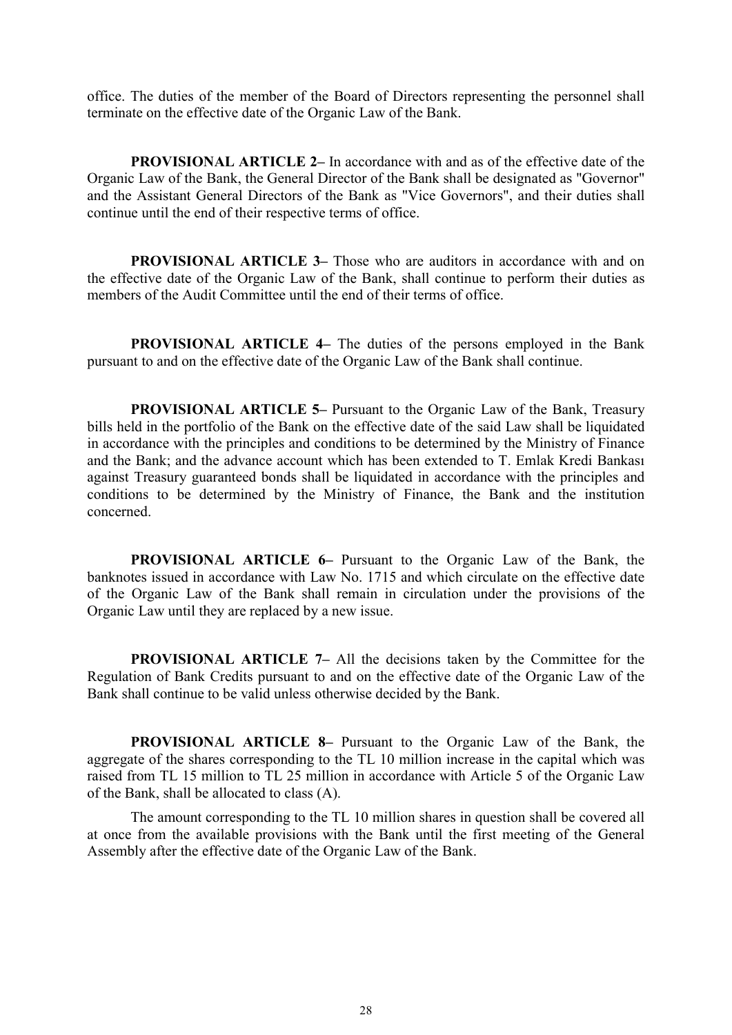office. The duties of the member of the Board of Directors representing the personnel shall terminate on the effective date of the Organic Law of the Bank.

**PROVISIONAL ARTICLE 2–** In accordance with and as of the effective date of the Organic Law of the Bank, the General Director of the Bank shall be designated as "Governor" and the Assistant General Directors of the Bank as "Vice Governors", and their duties shall continue until the end of their respective terms of office.

**PROVISIONAL ARTICLE 3–** Those who are auditors in accordance with and on the effective date of the Organic Law of the Bank, shall continue to perform their duties as members of the Audit Committee until the end of their terms of office.

**PROVISIONAL ARTICLE 4–** The duties of the persons employed in the Bank pursuant to and on the effective date of the Organic Law of the Bank shall continue.

**PROVISIONAL ARTICLE 5–** Pursuant to the Organic Law of the Bank, Treasury bills held in the portfolio of the Bank on the effective date of the said Law shall be liquidated in accordance with the principles and conditions to be determined by the Ministry of Finance and the Bank; and the advance account which has been extended to T. Emlak Kredi Bankası against Treasury guaranteed bonds shall be liquidated in accordance with the principles and conditions to be determined by the Ministry of Finance, the Bank and the institution concerned.

**PROVISIONAL ARTICLE 6–** Pursuant to the Organic Law of the Bank, the banknotes issued in accordance with Law No. 1715 and which circulate on the effective date of the Organic Law of the Bank shall remain in circulation under the provisions of the Organic Law until they are replaced by a new issue.

**PROVISIONAL ARTICLE 7–** All the decisions taken by the Committee for the Regulation of Bank Credits pursuant to and on the effective date of the Organic Law of the Bank shall continue to be valid unless otherwise decided by the Bank.

**PROVISIONAL ARTICLE 8–** Pursuant to the Organic Law of the Bank, the aggregate of the shares corresponding to the TL 10 million increase in the capital which was raised from TL 15 million to TL 25 million in accordance with Article 5 of the Organic Law of the Bank, shall be allocated to class (A).

The amount corresponding to the TL 10 million shares in question shall be covered all at once from the available provisions with the Bank until the first meeting of the General Assembly after the effective date of the Organic Law of the Bank.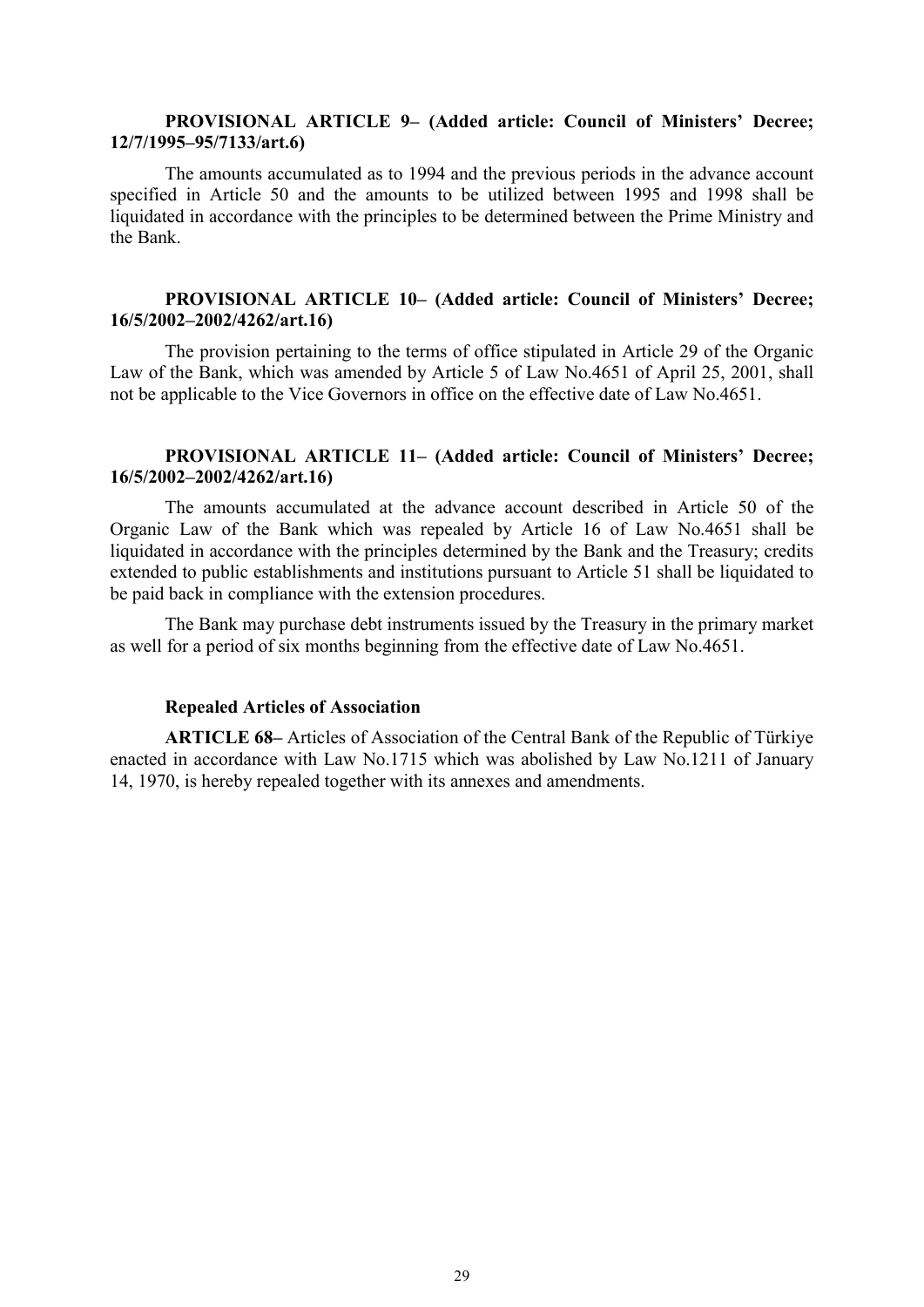**PROVISIONAL ARTICLE 9– (Added article: Council of Ministers' Decree; 12/7/1995–95/7133/art.6)**

The amounts accumulated as to 1994 and the previous periods in the advance account specified in Article 50 and the amounts to be utilized between 1995 and 1998 shall be liquidated in accordance with the principles to be determined between the Prime Ministry and the Bank.

**PROVISIONAL ARTICLE 10– (Added article: Council of Ministers' Decree; 16/5/2002–2002/4262/art.16)**

The provision pertaining to the terms of office stipulated in Article 29 of the Organic Law of the Bank, which was amended by Article 5 of Law No.4651 of April 25, 2001, shall not be applicable to the Vice Governors in office on the effective date of Law No.4651.

**PROVISIONAL ARTICLE 11– (Added article: Council of Ministers' Decree; 16/5/2002–2002/4262/art.16)**

The amounts accumulated at the advance account described in Article 50 of the Organic Law of the Bank which was repealed by Article 16 of Law No.4651 shall be liquidated in accordance with the principles determined by the Bank and the Treasury; credits extended to public establishments and institutions pursuant to Article 51 shall be liquidated to be paid back in compliance with the extension procedures.

The Bank may purchase debt instruments issued by the Treasury in the primary market as well for a period of six months beginning from the effective date of Law No.4651.

**Repealed Articles of Association**

**ARTICLE 68–** Articles of Association of the Central Bank of the Republic of Türkiye enacted in accordance with Law No.1715 which was abolished by Law No.1211 of January 14, 1970, is hereby repealed together with its annexes and amendments.